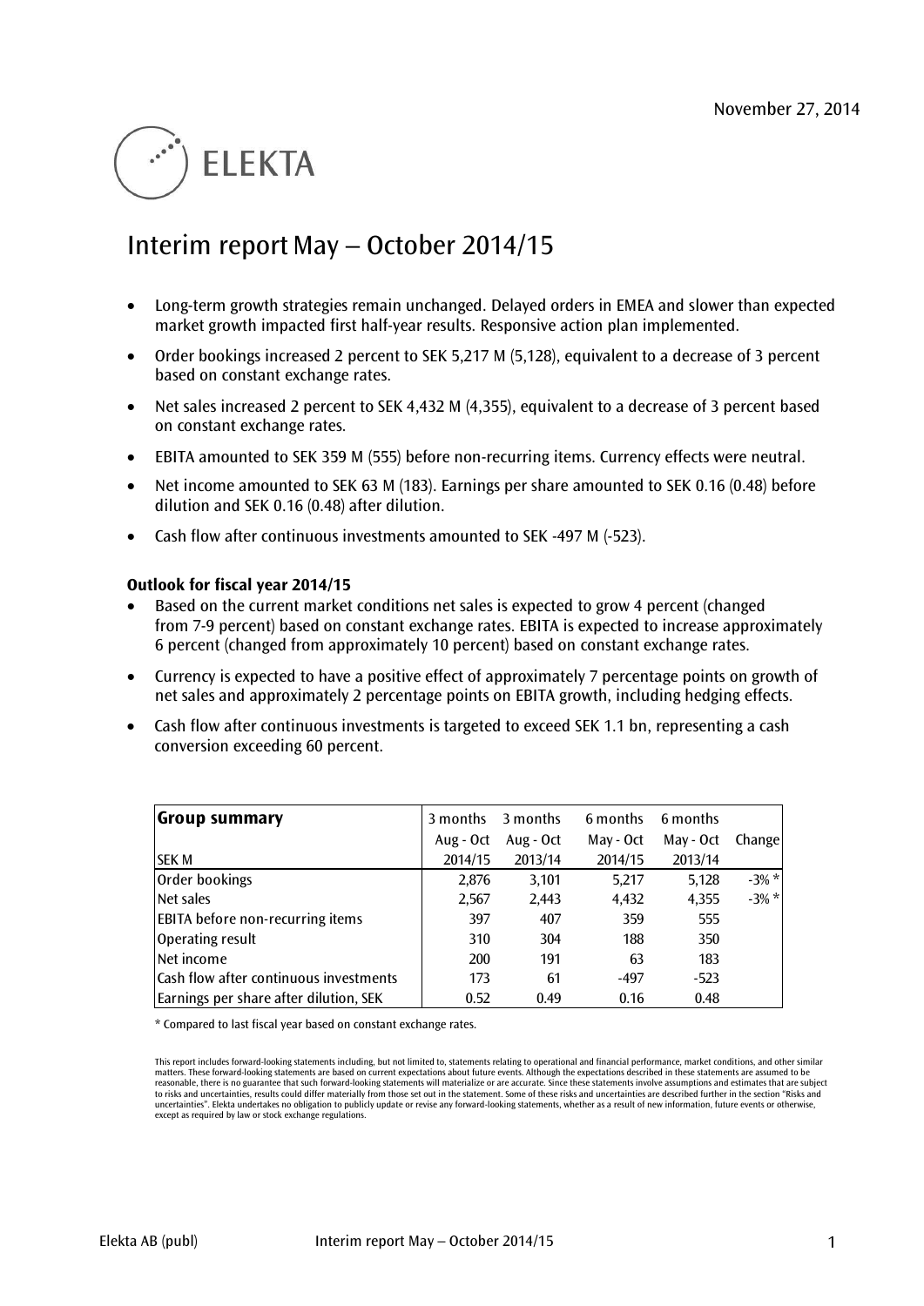November 27, 2014

ELEKTA

# Interim report May – October 2014/15

- Long-term growth strategies remain unchanged. Delayed orders in EMEA and slower than expected market growth impacted first half-year results. Responsive action plan implemented.
- Order bookings increased 2 percent to SEK 5,217 M (5,128), equivalent to a decrease of 3 percent based on constant exchange rates.
- Net sales increased 2 percent to SEK 4,432 M (4,355), equivalent to a decrease of 3 percent based on constant exchange rates.
- EBITA amounted to SEK 359 M (555) before non-recurring items. Currency effects were neutral.
- Net income amounted to SEK 63 M (183). Earnings per share amounted to SEK 0.16 (0.48) before dilution and SEK 0.16 (0.48) after dilution.
- Cash flow after continuous investments amounted to SEK -497 M (-523).

**Outlook for fiscal year 2014/15**

- Based on the current market conditions net sales is expected to grow 4 percent (changed from 7-9 percent) based on constant exchange rates. EBITA is expected to increase approximately 6 percent (changed from approximately 10 percent) based on constant exchange rates.
- Currency is expected to have a positive effect of approximately 7 percentage points on growth of net sales and approximately 2 percentage points on EBITA growth, including hedging effects.
- Cash flow after continuous investments is targeted to exceed SEK 1.1 bn, representing a cash conversion exceeding 60 percent.

| **Group summary** | 3 months | 3 months | 6 months | 6 months | |
|---|---|---|---|---|---|
| | Aug - Oct | Aug - Oct | May - Oct | May - Oct | Change |
| SEK M | 2014/15 | 2013/14 | 2014/15 | 2013/14 | |
| Order bookings | 2,876 | 3,101 | 5,217 | 5,128 | -3% * |
| Net sales | 2,567 | 2,443 | 4,432 | 4,355 | -3% * |
| EBITA before non-recurring items | 397 | 407 | 359 | 555 | |
| Operating result | 310 | 304 | 188 | 350 | |
| Net income | 200 | 191 | 63 | 183 | |
| Cash flow after continuous investments | 173 | 61 | -497 | -523 | |
| Earnings per share after dilution, SEK | 0.52 | 0.49 | 0.16 | 0.48 | |

\* Compared to last fiscal year based on constant exchange rates.

This report includes forward-looking statements including, but not limited to, statements relating to operational and financial performance, market conditions, and other similar matters. These forward-looking statements are based on current expectations about future events. Although the expectations described in these statements are assumed to be reasonable, there is no guarantee that such forward-looking statements will materialize or are accurate. Since these statements involve assumptions and estimates that are subject to risks and uncertainties, results could differ materially from those set out in the statement. Some of these risks and uncertainties are described further in the section "Risks and uncertainties". Elekta undertakes no obligation to publicly update or revise any forward-looking statements, whether as a result of new information, future events or otherwise, except as required by law or stock exchange regulations.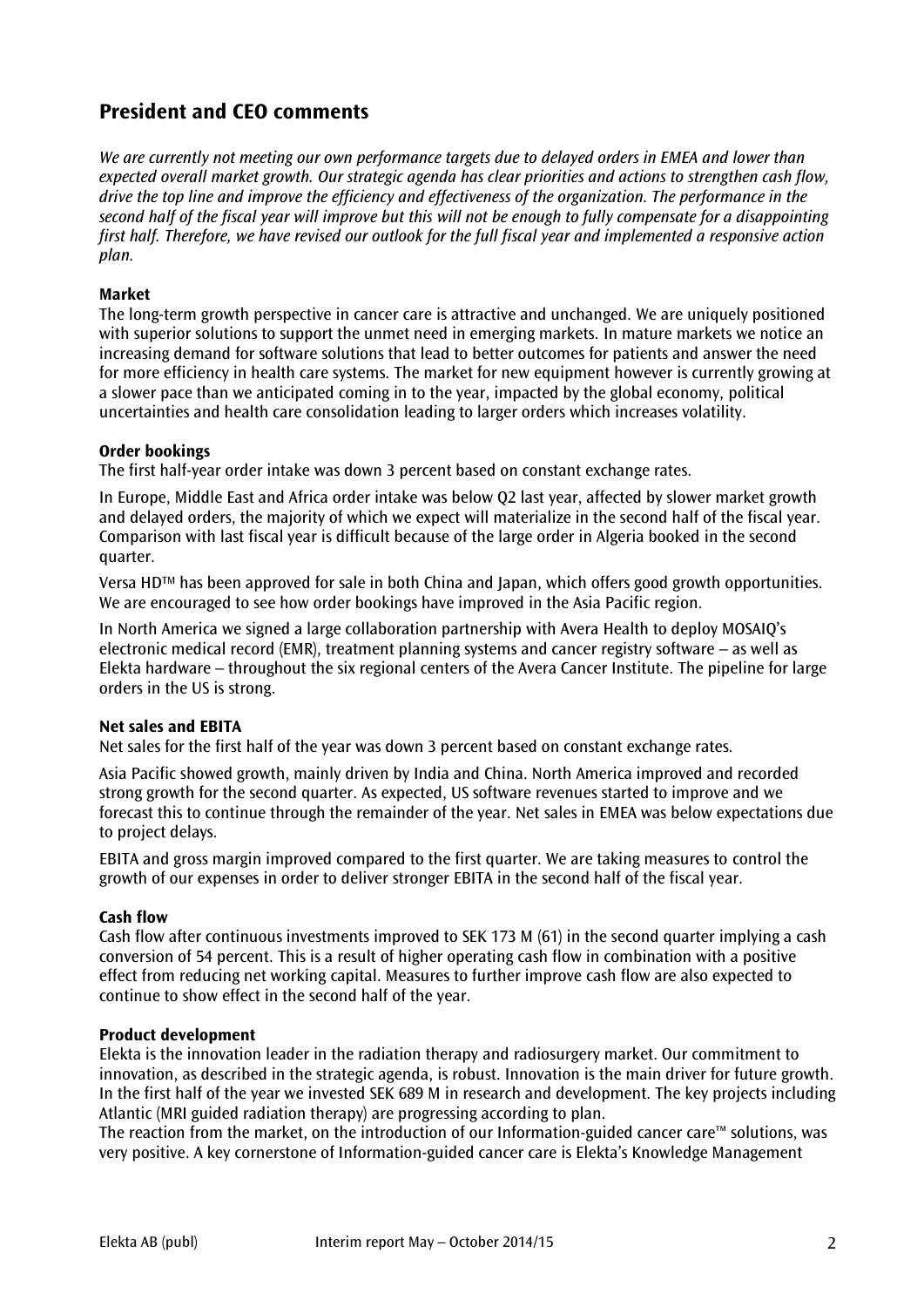## President and CEO comments

*We are currently not meeting our own performance targets due to delayed orders in EMEA and lower than expected overall market growth. Our strategic agenda has clear priorities and actions to strengthen cash flow, drive the top line and improve the efficiency and effectiveness of the organization. The performance in the second half of the fiscal year will improve but this will not be enough to fully compensate for a disappointing first half. Therefore, we have revised our outlook for the full fiscal year and implemented a responsive action plan.*

**Market**

The long-term growth perspective in cancer care is attractive and unchanged. We are uniquely positioned with superior solutions to support the unmet need in emerging markets. In mature markets we notice an increasing demand for software solutions that lead to better outcomes for patients and answer the need for more efficiency in health care systems. The market for new equipment however is currently growing at a slower pace than we anticipated coming in to the year, impacted by the global economy, political uncertainties and health care consolidation leading to larger orders which increases volatility.

**Order bookings**

The first half-year order intake was down 3 percent based on constant exchange rates.

In Europe, Middle East and Africa order intake was below Q2 last year, affected by slower market growth and delayed orders, the majority of which we expect will materialize in the second half of the fiscal year. Comparison with last fiscal year is difficult because of the large order in Algeria booked in the second quarter.

Versa HD™ has been approved for sale in both China and Japan, which offers good growth opportunities. We are encouraged to see how order bookings have improved in the Asia Pacific region.

In North America we signed a large collaboration partnership with Avera Health to deploy MOSAIQ's electronic medical record (EMR), treatment planning systems and cancer registry software – as well as Elekta hardware – throughout the six regional centers of the Avera Cancer Institute. The pipeline for large orders in the US is strong.

**Net sales and EBITA**

Net sales for the first half of the year was down 3 percent based on constant exchange rates.

Asia Pacific showed growth, mainly driven by India and China. North America improved and recorded strong growth for the second quarter. As expected, US software revenues started to improve and we forecast this to continue through the remainder of the year. Net sales in EMEA was below expectations due to project delays.

EBITA and gross margin improved compared to the first quarter. We are taking measures to control the growth of our expenses in order to deliver stronger EBITA in the second half of the fiscal year.

**Cash flow**

Cash flow after continuous investments improved to SEK 173 M (61) in the second quarter implying a cash conversion of 54 percent. This is a result of higher operating cash flow in combination with a positive effect from reducing net working capital. Measures to further improve cash flow are also expected to continue to show effect in the second half of the year.

**Product development**

Elekta is the innovation leader in the radiation therapy and radiosurgery market. Our commitment to innovation, as described in the strategic agenda, is robust. Innovation is the main driver for future growth. In the first half of the year we invested SEK 689 M in research and development. The key projects including Atlantic (MRI guided radiation therapy) are progressing according to plan.

The reaction from the market, on the introduction of our Information-guided cancer care™ solutions, was very positive. A key cornerstone of Information-guided cancer care is Elekta's Knowledge Management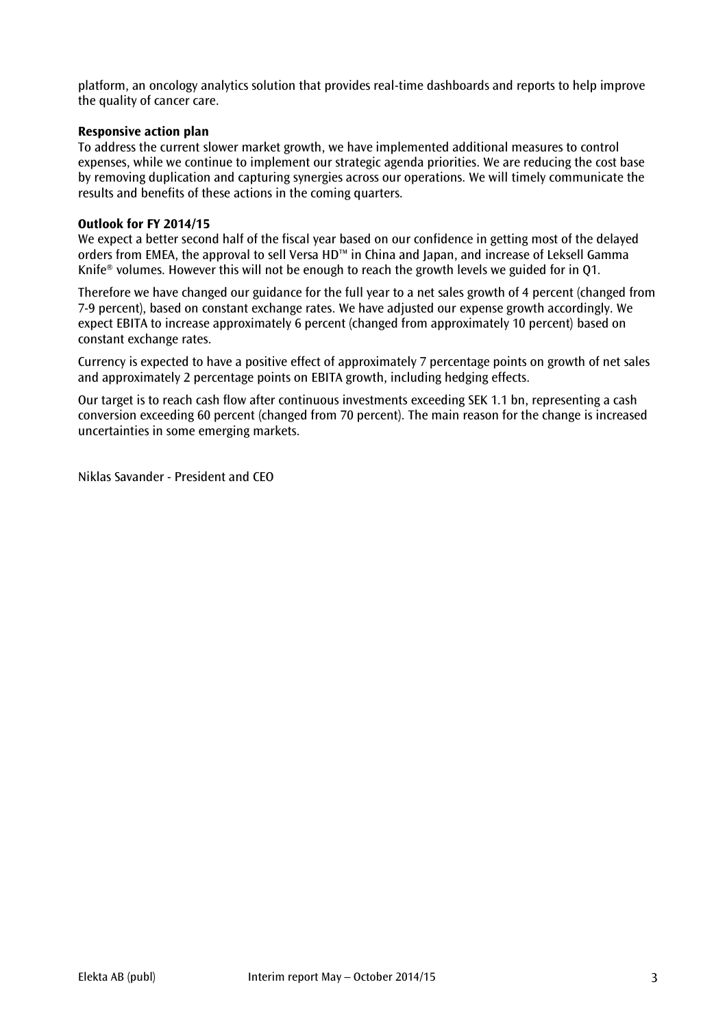platform, an oncology analytics solution that provides real-time dashboards and reports to help improve the quality of cancer care.

**Responsive action plan**

To address the current slower market growth, we have implemented additional measures to control expenses, while we continue to implement our strategic agenda priorities. We are reducing the cost base by removing duplication and capturing synergies across our operations. We will timely communicate the results and benefits of these actions in the coming quarters.

**Outlook for FY 2014/15**

We expect a better second half of the fiscal year based on our confidence in getting most of the delayed orders from EMEA, the approval to sell Versa HD™ in China and Japan, and increase of Leksell Gamma Knife® volumes. However this will not be enough to reach the growth levels we guided for in Q1.

Therefore we have changed our guidance for the full year to a net sales growth of 4 percent (changed from 7-9 percent), based on constant exchange rates. We have adjusted our expense growth accordingly. We expect EBITA to increase approximately 6 percent (changed from approximately 10 percent) based on constant exchange rates.

Currency is expected to have a positive effect of approximately 7 percentage points on growth of net sales and approximately 2 percentage points on EBITA growth, including hedging effects.

Our target is to reach cash flow after continuous investments exceeding SEK 1.1 bn, representing a cash conversion exceeding 60 percent (changed from 70 percent). The main reason for the change is increased uncertainties in some emerging markets.

Niklas Savander - President and CEO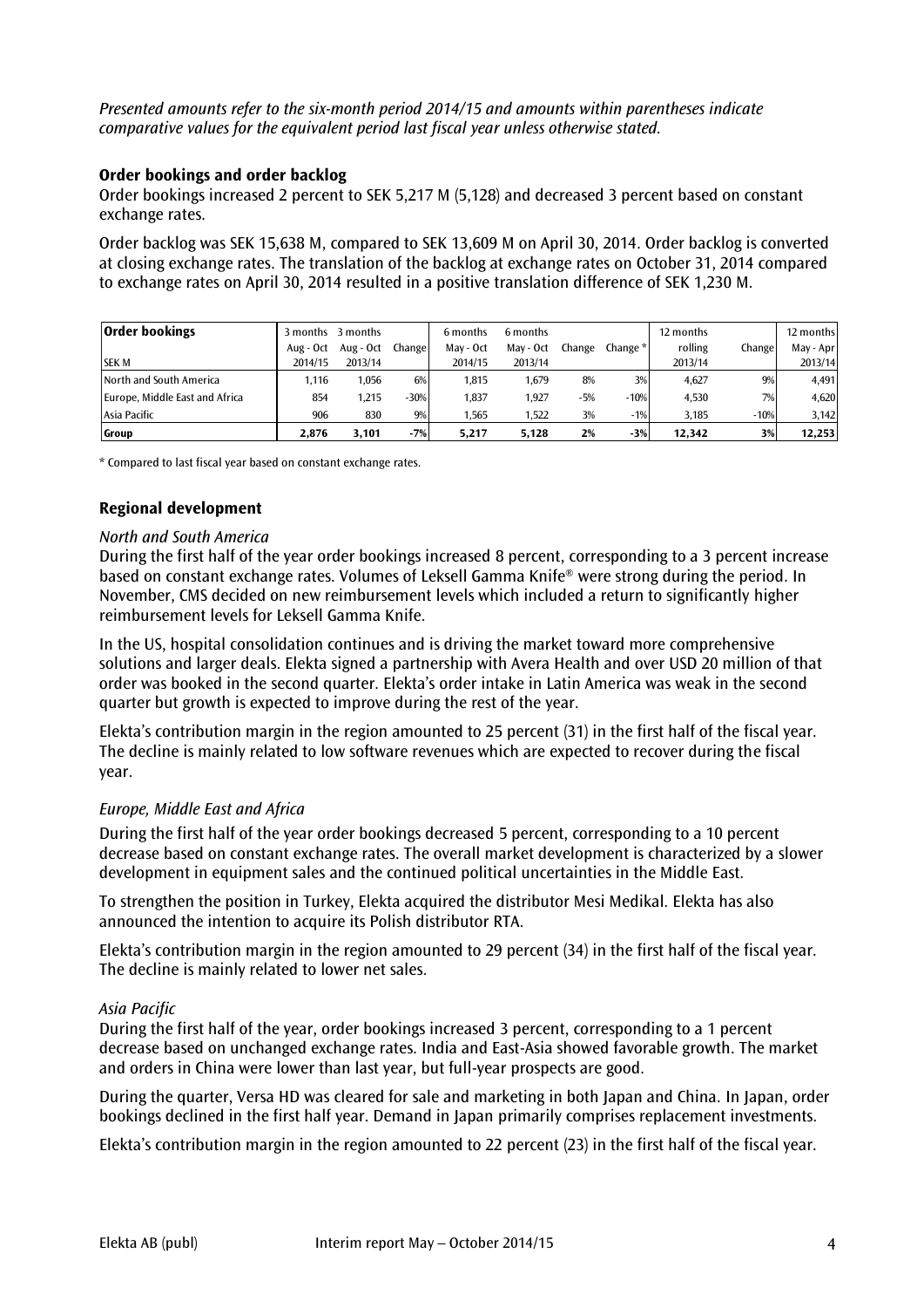*Presented amounts refer to the six-month period 2014/15 and amounts within parentheses indicate comparative values for the equivalent period last fiscal year unless otherwise stated.*

### Order bookings and order backlog

Order bookings increased 2 percent to SEK 5,217 M (5,128) and decreased 3 percent based on constant exchange rates.

Order backlog was SEK 15,638 M, compared to SEK 13,609 M on April 30, 2014. Order backlog is converted at closing exchange rates. The translation of the backlog at exchange rates on October 31, 2014 compared to exchange rates on April 30, 2014 resulted in a positive translation difference of SEK 1,230 M.

| **Order bookings** | 3 months | 3 months | | 6 months | 6 months | | | 12 months | | 12 months |
|---|---|---|---|---|---|---|---|---|---|---|
| | Aug - Oct | Aug - Oct | Change | May - Oct | May - Oct | Change | Change * | rolling | Change | May - Apr |
| SEK M | 2014/15 | 2013/14 | | 2014/15 | 2013/14 | | | 2013/14 | | 2013/14 |
| North and South America | 1,116 | 1,056 | 6% | 1,815 | 1,679 | 8% | 3% | 4,627 | 9% | 4,491 |
| Europe, Middle East and Africa | 854 | 1,215 | -30% | 1,837 | 1,927 | -5% | -10% | 4,530 | 7% | 4,620 |
| Asia Pacific | 906 | 830 | 9% | 1,565 | 1,522 | 3% | -1% | 3,185 | -10% | 3,142 |
| **Group** | **2,876** | **3,101** | **-7%** | **5,217** | **5,128** | **2%** | **-3%** | **12,342** | **3%** | **12,253** |

\* Compared to last fiscal year based on constant exchange rates.

### Regional development

*North and South America*

During the first half of the year order bookings increased 8 percent, corresponding to a 3 percent increase based on constant exchange rates. Volumes of Leksell Gamma Knife® were strong during the period. In November, CMS decided on new reimbursement levels which included a return to significantly higher reimbursement levels for Leksell Gamma Knife.

In the US, hospital consolidation continues and is driving the market toward more comprehensive solutions and larger deals. Elekta signed a partnership with Avera Health and over USD 20 million of that order was booked in the second quarter. Elekta's order intake in Latin America was weak in the second quarter but growth is expected to improve during the rest of the year.

Elekta's contribution margin in the region amounted to 25 percent (31) in the first half of the fiscal year. The decline is mainly related to low software revenues which are expected to recover during the fiscal year.

*Europe, Middle East and Africa*

During the first half of the year order bookings decreased 5 percent, corresponding to a 10 percent decrease based on constant exchange rates. The overall market development is characterized by a slower development in equipment sales and the continued political uncertainties in the Middle East.

To strengthen the position in Turkey, Elekta acquired the distributor Mesi Medikal. Elekta has also announced the intention to acquire its Polish distributor RTA.

Elekta's contribution margin in the region amounted to 29 percent (34) in the first half of the fiscal year. The decline is mainly related to lower net sales.

*Asia Pacific*

During the first half of the year, order bookings increased 3 percent, corresponding to a 1 percent decrease based on unchanged exchange rates. India and East-Asia showed favorable growth. The market and orders in China were lower than last year, but full-year prospects are good.

During the quarter, Versa HD was cleared for sale and marketing in both Japan and China. In Japan, order bookings declined in the first half year. Demand in Japan primarily comprises replacement investments.

Elekta's contribution margin in the region amounted to 22 percent (23) in the first half of the fiscal year.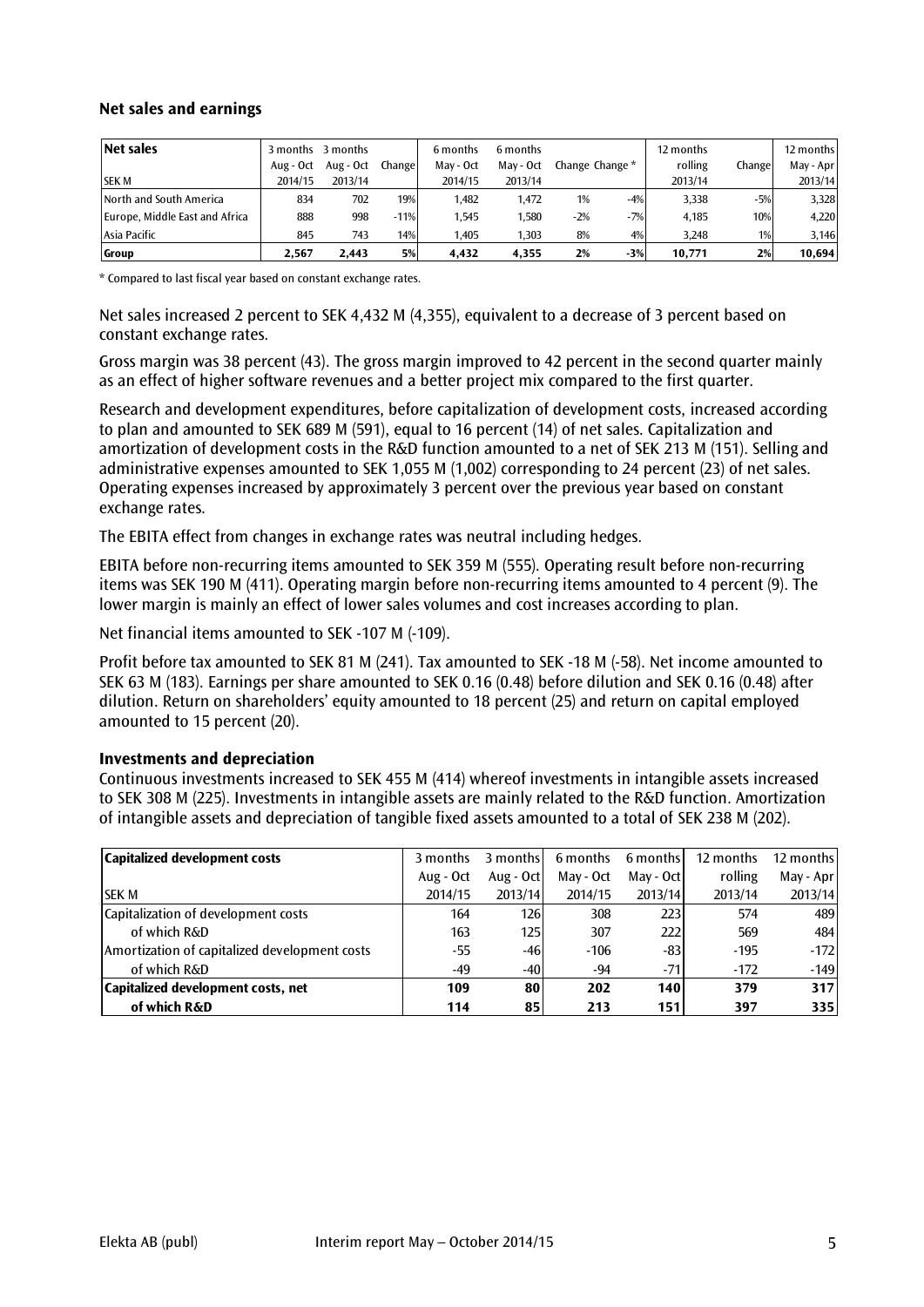### Net sales and earnings

| Net sales | 3 months | 3 months | | 6 months | 6 months | | | 12 months | | 12 months |
|---|---|---|---|---|---|---|---|---|---|---|
| | Aug - Oct | Aug - Oct | Change | May - Oct | May - Oct | Change | Change * | rolling | Change | May - Apr |
| SEK M | 2014/15 | 2013/14 | | 2014/15 | 2013/14 | | | 2013/14 | | 2013/14 |
| North and South America | 834 | 702 | 19% | 1,482 | 1,472 | 1% | -4% | 3,338 | -5% | 3,328 |
| Europe, Middle East and Africa | 888 | 998 | -11% | 1,545 | 1,580 | -2% | -7% | 4,185 | 10% | 4,220 |
| Asia Pacific | 845 | 743 | 14% | 1,405 | 1,303 | 8% | 4% | 3,248 | 1% | 3,146 |
| **Group** | **2,567** | **2,443** | **5%** | **4,432** | **4,355** | **2%** | **-3%** | **10,771** | **2%** | **10,694** |

\* Compared to last fiscal year based on constant exchange rates.

Net sales increased 2 percent to SEK 4,432 M (4,355), equivalent to a decrease of 3 percent based on constant exchange rates.

Gross margin was 38 percent (43). The gross margin improved to 42 percent in the second quarter mainly as an effect of higher software revenues and a better project mix compared to the first quarter.

Research and development expenditures, before capitalization of development costs, increased according to plan and amounted to SEK 689 M (591), equal to 16 percent (14) of net sales. Capitalization and amortization of development costs in the R&D function amounted to a net of SEK 213 M (151). Selling and administrative expenses amounted to SEK 1,055 M (1,002) corresponding to 24 percent (23) of net sales. Operating expenses increased by approximately 3 percent over the previous year based on constant exchange rates.

The EBITA effect from changes in exchange rates was neutral including hedges.

EBITA before non-recurring items amounted to SEK 359 M (555). Operating result before non-recurring items was SEK 190 M (411). Operating margin before non-recurring items amounted to 4 percent (9). The lower margin is mainly an effect of lower sales volumes and cost increases according to plan.

Net financial items amounted to SEK -107 M (-109).

Profit before tax amounted to SEK 81 M (241). Tax amounted to SEK -18 M (-58). Net income amounted to SEK 63 M (183). Earnings per share amounted to SEK 0.16 (0.48) before dilution and SEK 0.16 (0.48) after dilution. Return on shareholders' equity amounted to 18 percent (25) and return on capital employed amounted to 15 percent (20).

### Investments and depreciation

Continuous investments increased to SEK 455 M (414) whereof investments in intangible assets increased to SEK 308 M (225). Investments in intangible assets are mainly related to the R&D function. Amortization of intangible assets and depreciation of tangible fixed assets amounted to a total of SEK 238 M (202).

| Capitalized development costs | 3 months | 3 months | 6 months | 6 months | 12 months | 12 months |
|---|---|---|---|---|---|---|
| | Aug - Oct | Aug - Oct | May - Oct | May - Oct | rolling | May - Apr |
| SEK M | 2014/15 | 2013/14 | 2014/15 | 2013/14 | 2013/14 | 2013/14 |
| Capitalization of development costs | 164 | 126 | 308 | 223 | 574 | 489 |
| of which R&D | 163 | 125 | 307 | 222 | 569 | 484 |
| Amortization of capitalized development costs | -55 | -46 | -106 | -83 | -195 | -172 |
| of which R&D | -49 | -40 | -94 | -71 | -172 | -149 |
| **Capitalized development costs, net** | **109** | **80** | **202** | **140** | **379** | **317** |
| **of which R&D** | **114** | **85** | **213** | **151** | **397** | **335** |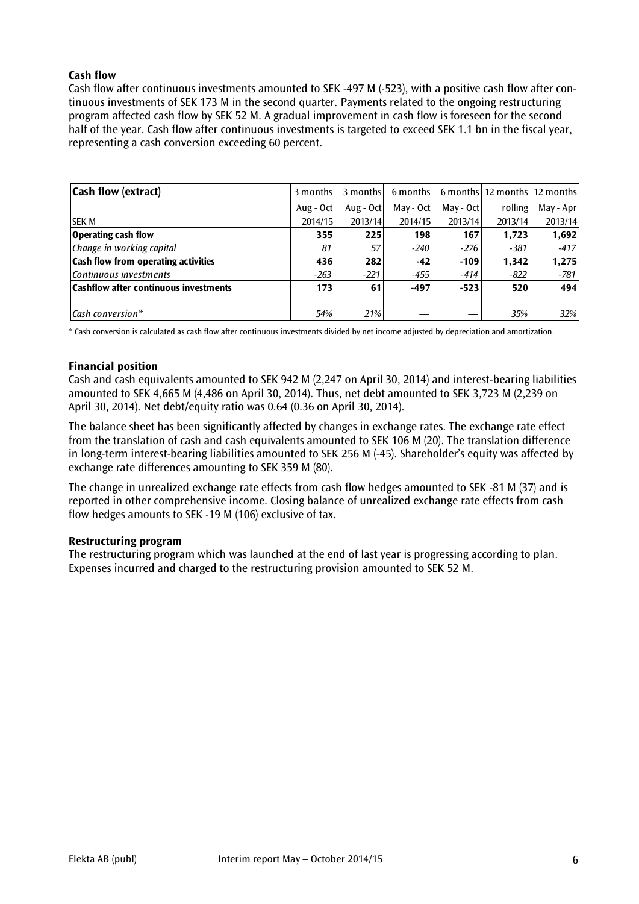### Cash flow

Cash flow after continuous investments amounted to SEK -497 M (-523), with a positive cash flow after continuous investments of SEK 173 M in the second quarter. Payments related to the ongoing restructuring program affected cash flow by SEK 52 M. A gradual improvement in cash flow is foreseen for the second half of the year. Cash flow after continuous investments is targeted to exceed SEK 1.1 bn in the fiscal year, representing a cash conversion exceeding 60 percent.

| **Cash flow (extract)** | 3 months | 3 months | 6 months | 6 months | 12 months | 12 months |
|---|---|---|---|---|---|---|
| | Aug - Oct | Aug - Oct | May - Oct | May - Oct | rolling | May - Apr |
| SEK M | 2014/15 | 2013/14 | 2014/15 | 2013/14 | 2013/14 | 2013/14 |
| **Operating cash flow** | **355** | **225** | **198** | **167** | **1,723** | **1,692** |
| *Change in working capital* | *81* | *57* | *-240* | *-276* | *-381* | *-417* |
| **Cash flow from operating activities** | **436** | **282** | **-42** | **-109** | **1,342** | **1,275** |
| *Continuous investments* | *-263* | *-221* | *-455* | *-414* | *-822* | *-781* |
| **Cashflow after continuous investments** | **173** | **61** | **-497** | **-523** | **520** | **494** |
| *Cash conversion\** | *54%* | *21%* | — | — | *35%* | *32%* |

\* Cash conversion is calculated as cash flow after continuous investments divided by net income adjusted by depreciation and amortization.

### Financial position

Cash and cash equivalents amounted to SEK 942 M (2,247 on April 30, 2014) and interest-bearing liabilities amounted to SEK 4,665 M (4,486 on April 30, 2014). Thus, net debt amounted to SEK 3,723 M (2,239 on April 30, 2014). Net debt/equity ratio was 0.64 (0.36 on April 30, 2014).

The balance sheet has been significantly affected by changes in exchange rates. The exchange rate effect from the translation of cash and cash equivalents amounted to SEK 106 M (20). The translation difference in long-term interest-bearing liabilities amounted to SEK 256 M (-45). Shareholder's equity was affected by exchange rate differences amounting to SEK 359 M (80).

The change in unrealized exchange rate effects from cash flow hedges amounted to SEK -81 M (37) and is reported in other comprehensive income. Closing balance of unrealized exchange rate effects from cash flow hedges amounts to SEK -19 M (106) exclusive of tax.

### Restructuring program

The restructuring program which was launched at the end of last year is progressing according to plan. Expenses incurred and charged to the restructuring provision amounted to SEK 52 M.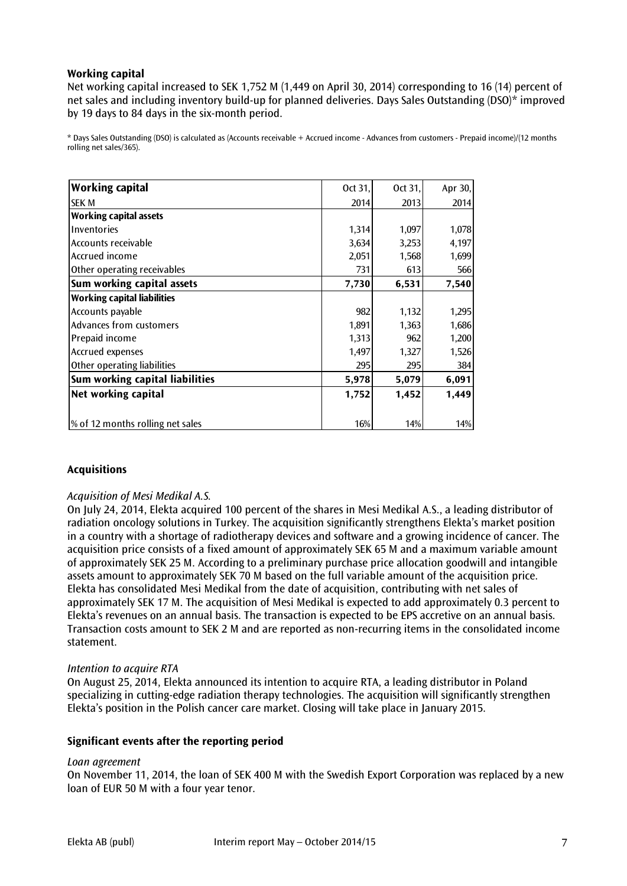## Working capital

Net working capital increased to SEK 1,752 M (1,449 on April 30, 2014) corresponding to 16 (14) percent of net sales and including inventory build-up for planned deliveries. Days Sales Outstanding (DSO)* improved by 19 days to 84 days in the six-month period.

* Days Sales Outstanding (DSO) is calculated as (Accounts receivable + Accrued income - Advances from customers - Prepaid income)/(12 months rolling net sales/365).

| **Working capital** | Oct 31, | Oct 31, | Apr 30, |
|---|---|---|---|
| SEK M | 2014 | 2013 | 2014 |
| **Working capital assets** | | | |
| Inventories | 1,314 | 1,097 | 1,078 |
| Accounts receivable | 3,634 | 3,253 | 4,197 |
| Accrued income | 2,051 | 1,568 | 1,699 |
| Other operating receivables | 731 | 613 | 566 |
| **Sum working capital assets** | **7,730** | **6,531** | **7,540** |
| **Working capital liabilities** | | | |
| Accounts payable | 982 | 1,132 | 1,295 |
| Advances from customers | 1,891 | 1,363 | 1,686 |
| Prepaid income | 1,313 | 962 | 1,200 |
| Accrued expenses | 1,497 | 1,327 | 1,526 |
| Other operating liabilities | 295 | 295 | 384 |
| **Sum working capital liabilities** | **5,978** | **5,079** | **6,091** |
| **Net working capital** | **1,752** | **1,452** | **1,449** |
| % of 12 months rolling net sales | 16% | 14% | 14% |

## Acquisitions

*Acquisition of Mesi Medikal A.S.*

On July 24, 2014, Elekta acquired 100 percent of the shares in Mesi Medikal A.S., a leading distributor of radiation oncology solutions in Turkey. The acquisition significantly strengthens Elekta's market position in a country with a shortage of radiotherapy devices and software and a growing incidence of cancer. The acquisition price consists of a fixed amount of approximately SEK 65 M and a maximum variable amount of approximately SEK 25 M. According to a preliminary purchase price allocation goodwill and intangible assets amount to approximately SEK 70 M based on the full variable amount of the acquisition price. Elekta has consolidated Mesi Medikal from the date of acquisition, contributing with net sales of approximately SEK 17 M. The acquisition of Mesi Medikal is expected to add approximately 0.3 percent to Elekta's revenues on an annual basis. The transaction is expected to be EPS accretive on an annual basis. Transaction costs amount to SEK 2 M and are reported as non-recurring items in the consolidated income statement.

*Intention to acquire RTA*

On August 25, 2014, Elekta announced its intention to acquire RTA, a leading distributor in Poland specializing in cutting-edge radiation therapy technologies. The acquisition will significantly strengthen Elekta's position in the Polish cancer care market. Closing will take place in January 2015.

## Significant events after the reporting period

*Loan agreement*

On November 11, 2014, the loan of SEK 400 M with the Swedish Export Corporation was replaced by a new loan of EUR 50 M with a four year tenor.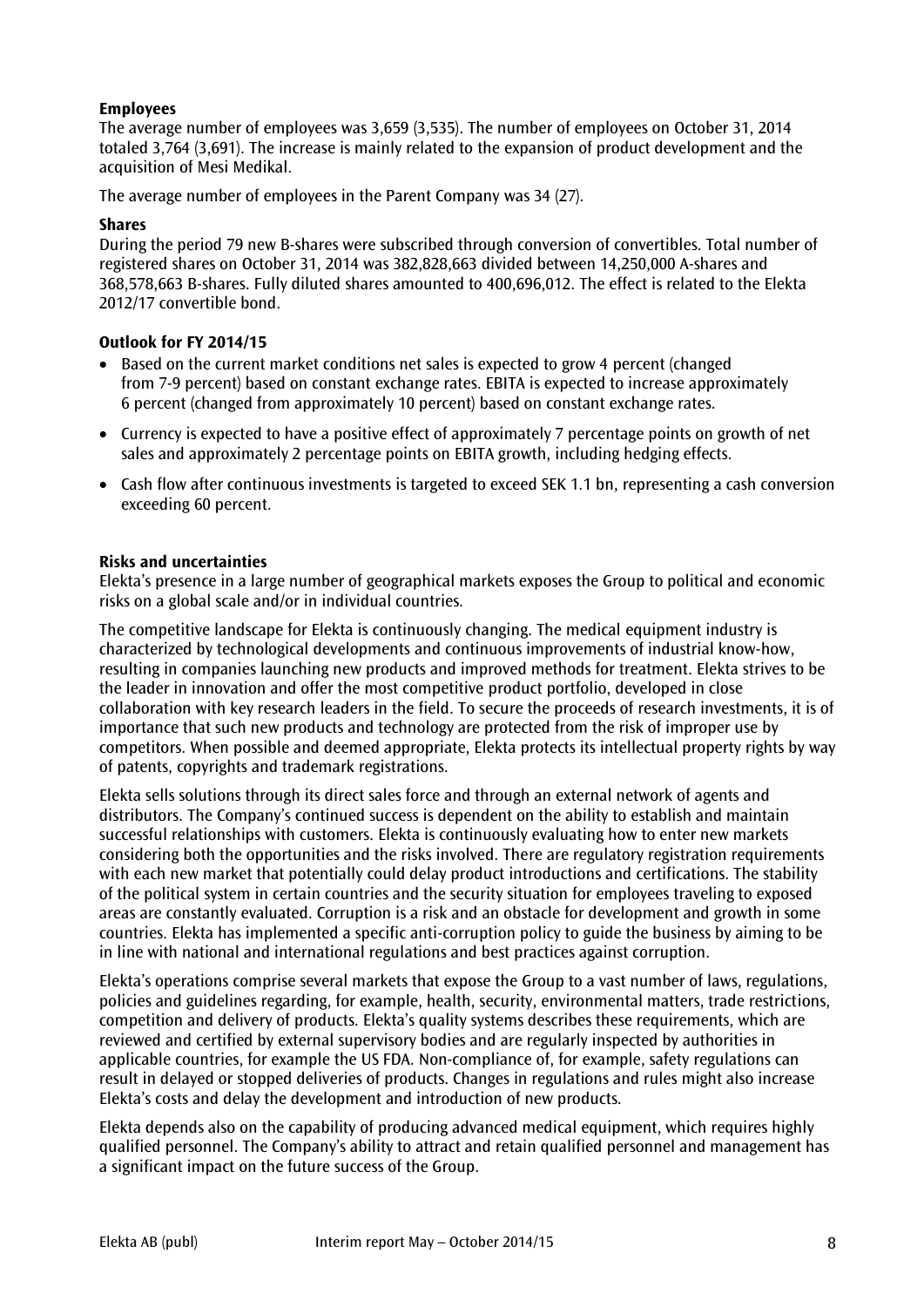## Employees

The average number of employees was 3,659 (3,535). The number of employees on October 31, 2014 totaled 3,764 (3,691). The increase is mainly related to the expansion of product development and the acquisition of Mesi Medikal.

The average number of employees in the Parent Company was 34 (27).

## Shares

During the period 79 new B-shares were subscribed through conversion of convertibles. Total number of registered shares on October 31, 2014 was 382,828,663 divided between 14,250,000 A-shares and 368,578,663 B-shares. Fully diluted shares amounted to 400,696,012. The effect is related to the Elekta 2012/17 convertible bond.

## Outlook for FY 2014/15

- Based on the current market conditions net sales is expected to grow 4 percent (changed from 7-9 percent) based on constant exchange rates. EBITA is expected to increase approximately 6 percent (changed from approximately 10 percent) based on constant exchange rates.
- Currency is expected to have a positive effect of approximately 7 percentage points on growth of net sales and approximately 2 percentage points on EBITA growth, including hedging effects.
- Cash flow after continuous investments is targeted to exceed SEK 1.1 bn, representing a cash conversion exceeding 60 percent.

## Risks and uncertainties

Elekta's presence in a large number of geographical markets exposes the Group to political and economic risks on a global scale and/or in individual countries.

The competitive landscape for Elekta is continuously changing. The medical equipment industry is characterized by technological developments and continuous improvements of industrial know-how, resulting in companies launching new products and improved methods for treatment. Elekta strives to be the leader in innovation and offer the most competitive product portfolio, developed in close collaboration with key research leaders in the field. To secure the proceeds of research investments, it is of importance that such new products and technology are protected from the risk of improper use by competitors. When possible and deemed appropriate, Elekta protects its intellectual property rights by way of patents, copyrights and trademark registrations.

Elekta sells solutions through its direct sales force and through an external network of agents and distributors. The Company's continued success is dependent on the ability to establish and maintain successful relationships with customers. Elekta is continuously evaluating how to enter new markets considering both the opportunities and the risks involved. There are regulatory registration requirements with each new market that potentially could delay product introductions and certifications. The stability of the political system in certain countries and the security situation for employees traveling to exposed areas are constantly evaluated. Corruption is a risk and an obstacle for development and growth in some countries. Elekta has implemented a specific anti-corruption policy to guide the business by aiming to be in line with national and international regulations and best practices against corruption.

Elekta's operations comprise several markets that expose the Group to a vast number of laws, regulations, policies and guidelines regarding, for example, health, security, environmental matters, trade restrictions, competition and delivery of products. Elekta's quality systems describes these requirements, which are reviewed and certified by external supervisory bodies and are regularly inspected by authorities in applicable countries, for example the US FDA. Non-compliance of, for example, safety regulations can result in delayed or stopped deliveries of products. Changes in regulations and rules might also increase Elekta's costs and delay the development and introduction of new products.

Elekta depends also on the capability of producing advanced medical equipment, which requires highly qualified personnel. The Company's ability to attract and retain qualified personnel and management has a significant impact on the future success of the Group.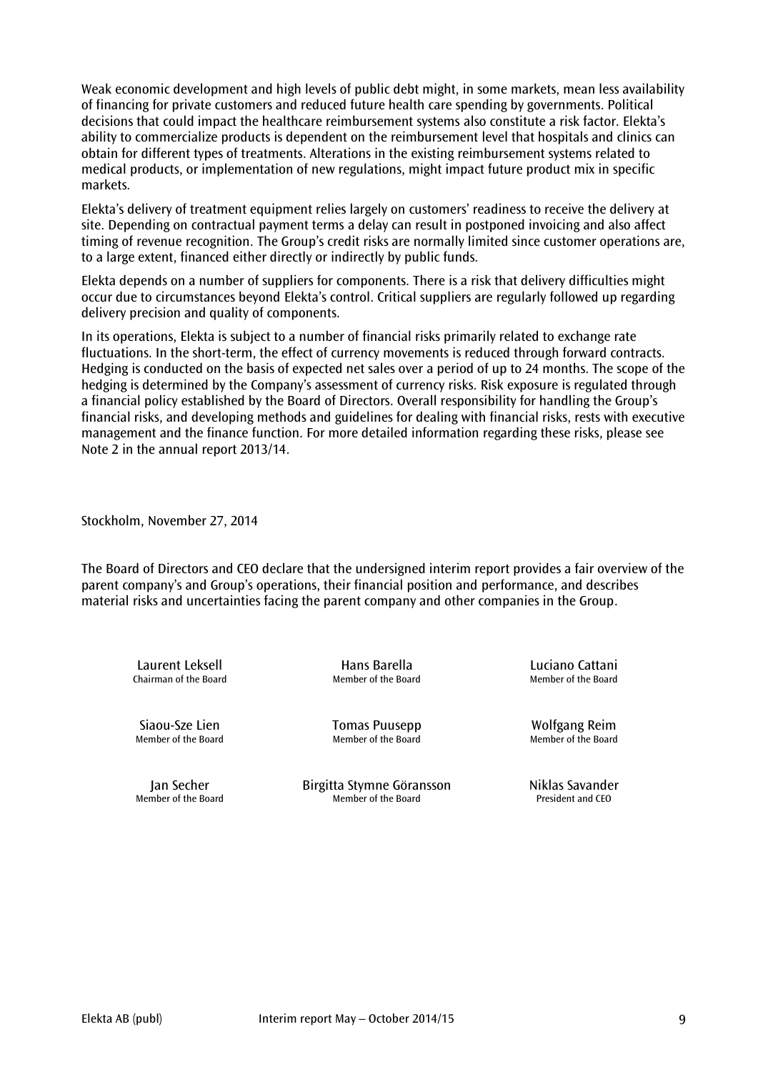Weak economic development and high levels of public debt might, in some markets, mean less availability of financing for private customers and reduced future health care spending by governments. Political decisions that could impact the healthcare reimbursement systems also constitute a risk factor. Elekta's ability to commercialize products is dependent on the reimbursement level that hospitals and clinics can obtain for different types of treatments. Alterations in the existing reimbursement systems related to medical products, or implementation of new regulations, might impact future product mix in specific markets.

Elekta's delivery of treatment equipment relies largely on customers' readiness to receive the delivery at site. Depending on contractual payment terms a delay can result in postponed invoicing and also affect timing of revenue recognition. The Group's credit risks are normally limited since customer operations are, to a large extent, financed either directly or indirectly by public funds.

Elekta depends on a number of suppliers for components. There is a risk that delivery difficulties might occur due to circumstances beyond Elekta's control. Critical suppliers are regularly followed up regarding delivery precision and quality of components.

In its operations, Elekta is subject to a number of financial risks primarily related to exchange rate fluctuations. In the short-term, the effect of currency movements is reduced through forward contracts. Hedging is conducted on the basis of expected net sales over a period of up to 24 months. The scope of the hedging is determined by the Company's assessment of currency risks. Risk exposure is regulated through a financial policy established by the Board of Directors. Overall responsibility for handling the Group's financial risks, and developing methods and guidelines for dealing with financial risks, rests with executive management and the finance function. For more detailed information regarding these risks, please see Note 2 in the annual report 2013/14.

Stockholm, November 27, 2014

The Board of Directors and CEO declare that the undersigned interim report provides a fair overview of the parent company's and Group's operations, their financial position and performance, and describes material risks and uncertainties facing the parent company and other companies in the Group.

| | | |
|---|---|---|
| Laurent Leksell<br>Chairman of the Board | Hans Barella<br>Member of the Board | Luciano Cattani<br>Member of the Board |
| Siaou-Sze Lien<br>Member of the Board | Tomas Puusepp<br>Member of the Board | Wolfgang Reim<br>Member of the Board |
| Jan Secher<br>Member of the Board | Birgitta Stymne Göransson<br>Member of the Board | Niklas Savander<br>President and CEO |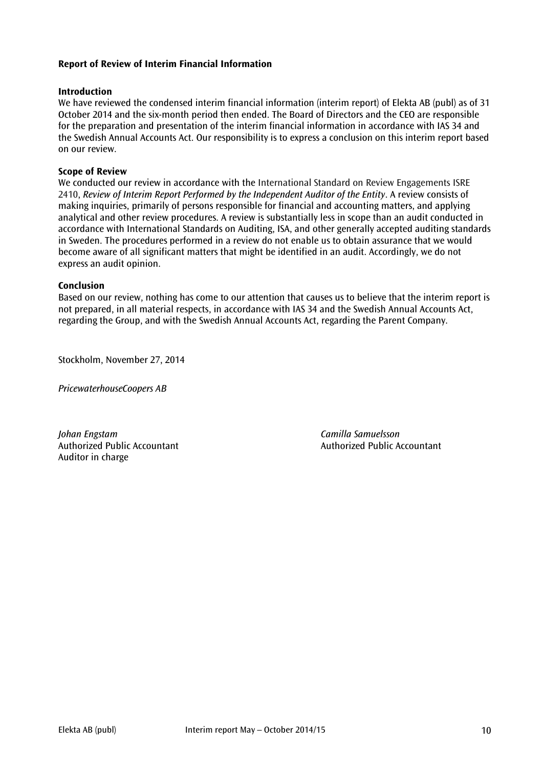**Report of Review of Interim Financial Information**

**Introduction**

We have reviewed the condensed interim financial information (interim report) of Elekta AB (publ) as of 31 October 2014 and the six-month period then ended. The Board of Directors and the CEO are responsible for the preparation and presentation of the interim financial information in accordance with IAS 34 and the Swedish Annual Accounts Act. Our responsibility is to express a conclusion on this interim report based on our review.

**Scope of Review**

We conducted our review in accordance with the International Standard on Review Engagements ISRE 2410, *Review of Interim Report Performed by the Independent Auditor of the Entity*. A review consists of making inquiries, primarily of persons responsible for financial and accounting matters, and applying analytical and other review procedures. A review is substantially less in scope than an audit conducted in accordance with International Standards on Auditing, ISA, and other generally accepted auditing standards in Sweden. The procedures performed in a review do not enable us to obtain assurance that we would become aware of all significant matters that might be identified in an audit. Accordingly, we do not express an audit opinion.

**Conclusion**

Based on our review, nothing has come to our attention that causes us to believe that the interim report is not prepared, in all material respects, in accordance with IAS 34 and the Swedish Annual Accounts Act, regarding the Group, and with the Swedish Annual Accounts Act, regarding the Parent Company.

Stockholm, November 27, 2014

*PricewaterhouseCoopers AB*

*Johan Engstam*
Authorized Public Accountant
Auditor in charge

*Camilla Samuelsson*
Authorized Public Accountant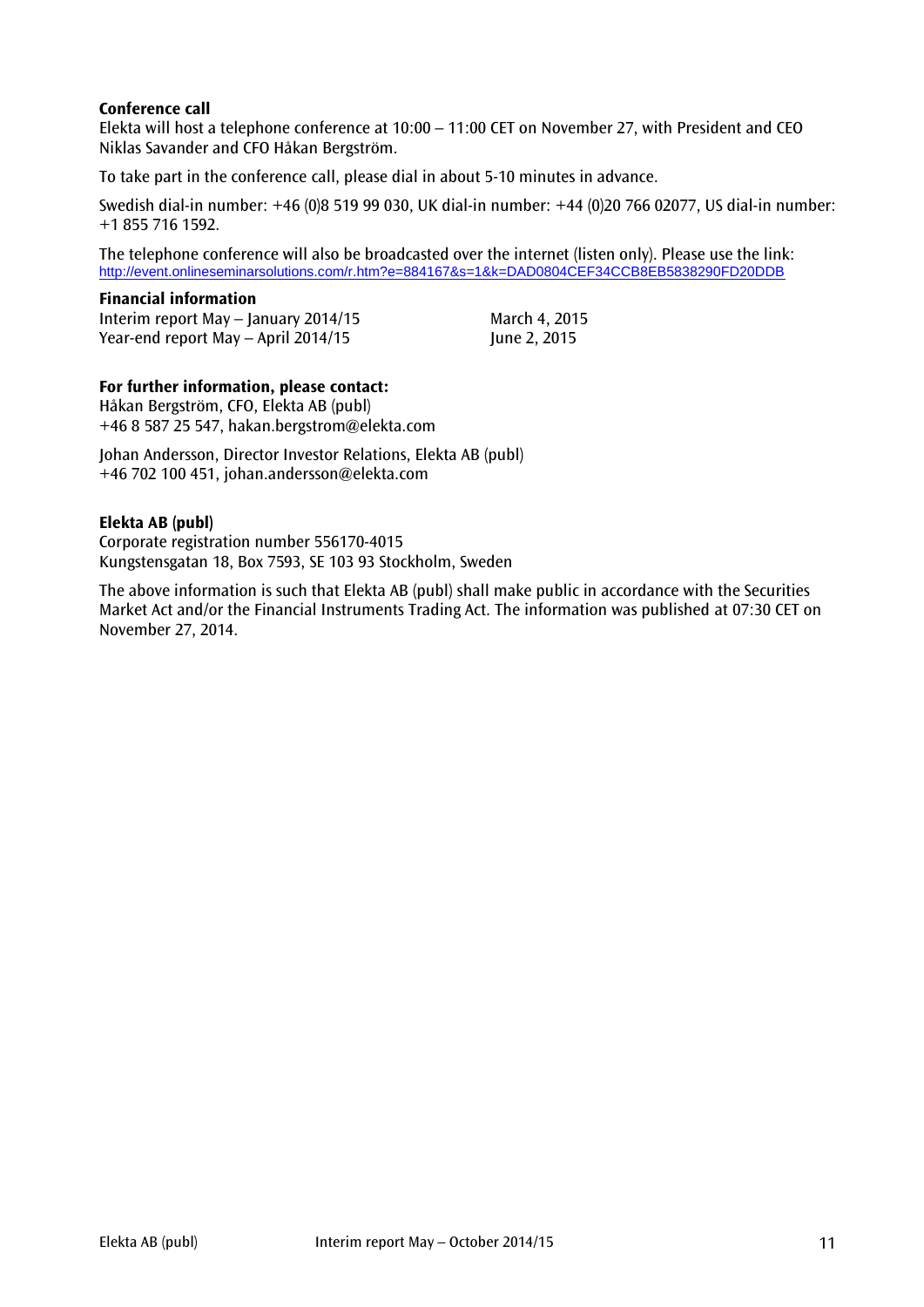**Conference call**

Elekta will host a telephone conference at 10:00 – 11:00 CET on November 27, with President and CEO Niklas Savander and CFO Håkan Bergström.

To take part in the conference call, please dial in about 5-10 minutes in advance.

Swedish dial-in number: +46 (0)8 519 99 030, UK dial-in number: +44 (0)20 766 02077, US dial-in number: +1 855 716 1592.

The telephone conference will also be broadcasted over the internet (listen only). Please use the link:
http://event.onlineseminarsolutions.com/r.htm?e=884167&s=1&k=DAD0804CEF34CCB8EB5838290FD20DDB

**Financial information**

| | |
|---|---|
| Interim report May – January 2014/15 | March 4, 2015 |
| Year-end report May – April 2014/15 | June 2, 2015 |

**For further information, please contact:**

Håkan Bergström, CFO, Elekta AB (publ)
+46 8 587 25 547, hakan.bergstrom@elekta.com

Johan Andersson, Director Investor Relations, Elekta AB (publ)
+46 702 100 451, johan.andersson@elekta.com

**Elekta AB (publ)**

Corporate registration number 556170-4015
Kungstensgatan 18, Box 7593, SE 103 93 Stockholm, Sweden

The above information is such that Elekta AB (publ) shall make public in accordance with the Securities Market Act and/or the Financial Instruments Trading Act. The information was published at 07:30 CET on November 27, 2014.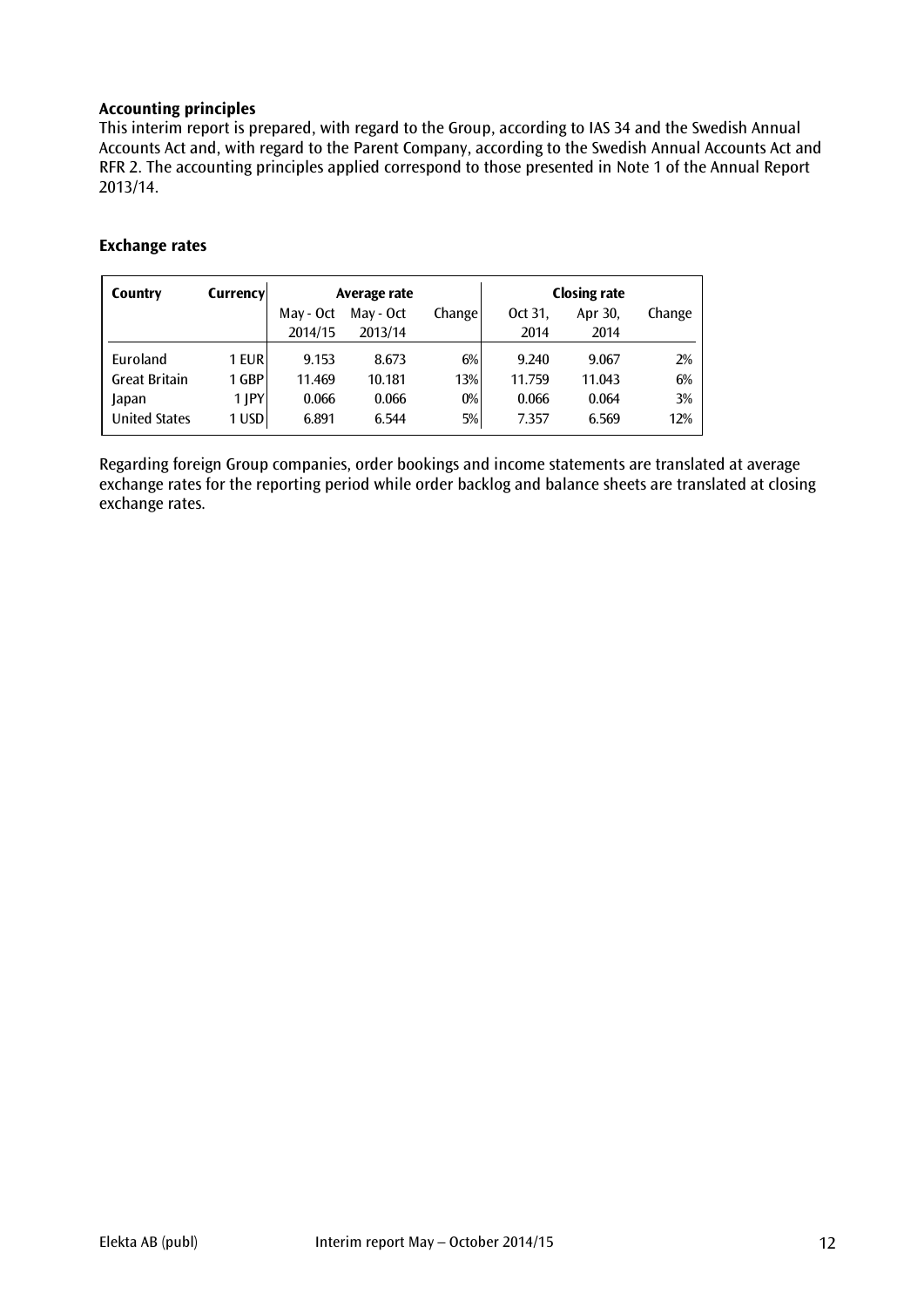**Accounting principles**

This interim report is prepared, with regard to the Group, according to IAS 34 and the Swedish Annual Accounts Act and, with regard to the Parent Company, according to the Swedish Annual Accounts Act and RFR 2. The accounting principles applied correspond to those presented in Note 1 of the Annual Report 2013/14.

**Exchange rates**

| Country | Currency | Average rate | | | Closing rate | | |
|---|---|---|---|---|---|---|---|
| | | May - Oct 2014/15 | May - Oct 2013/14 | Change | Oct 31, 2014 | Apr 30, 2014 | Change |
| Euroland | 1 EUR | 9.153 | 8.673 | 6% | 9.240 | 9.067 | 2% |
| Great Britain | 1 GBP | 11.469 | 10.181 | 13% | 11.759 | 11.043 | 6% |
| Japan | 1 JPY | 0.066 | 0.066 | 0% | 0.066 | 0.064 | 3% |
| United States | 1 USD | 6.891 | 6.544 | 5% | 7.357 | 6.569 | 12% |

Regarding foreign Group companies, order bookings and income statements are translated at average exchange rates for the reporting period while order backlog and balance sheets are translated at closing exchange rates.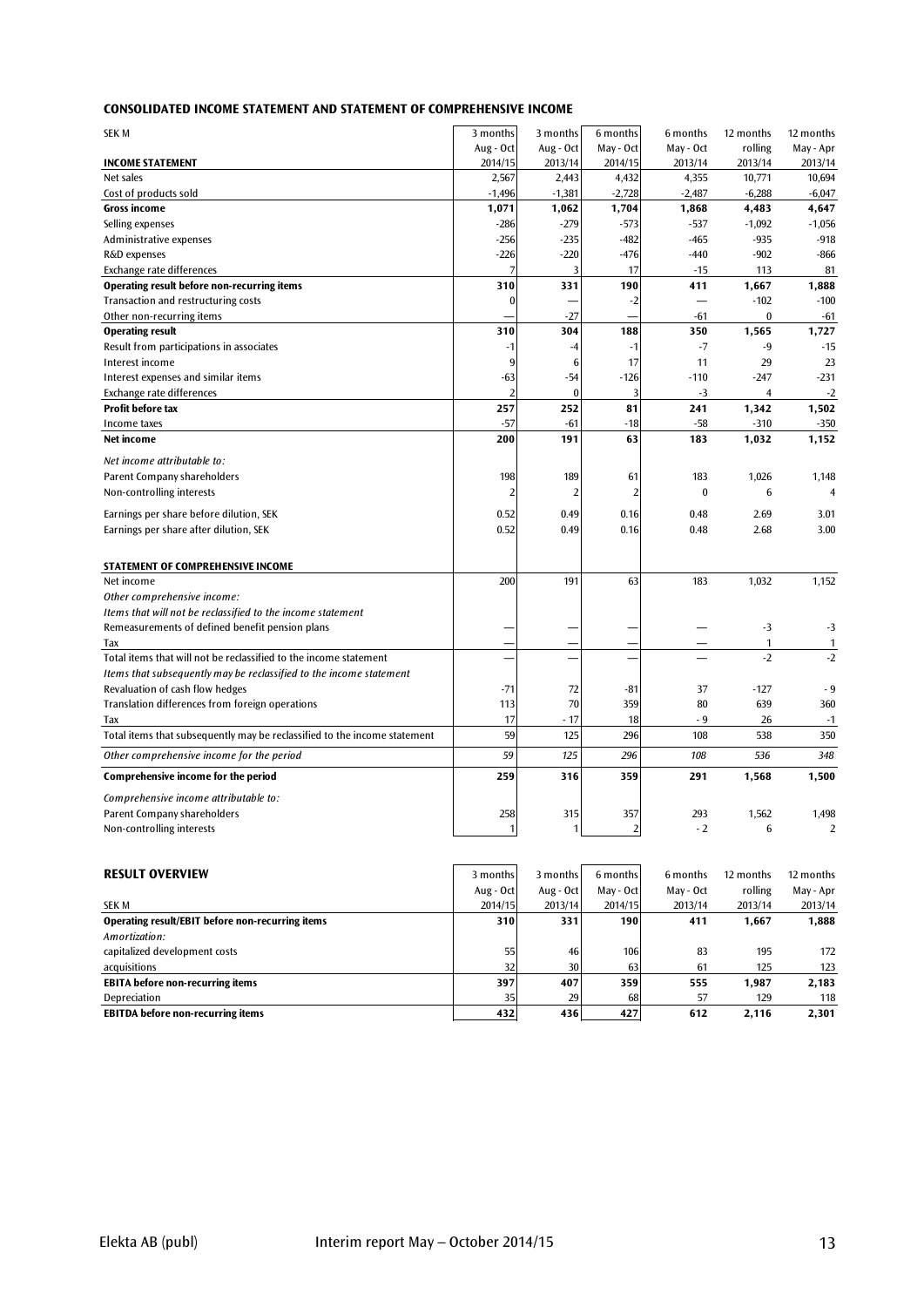## CONSOLIDATED INCOME STATEMENT AND STATEMENT OF COMPREHENSIVE INCOME

| SEK M | 3 months | 3 months | 6 months | 6 months | 12 months | 12 months |
|---|---|---|---|---|---|---|
| | Aug - Oct | Aug - Oct | May - Oct | May - Oct | rolling | May - Apr |
| **INCOME STATEMENT** | 2014/15 | 2013/14 | 2014/15 | 2013/14 | 2013/14 | 2013/14 |
| Net sales | 2,567 | 2,443 | 4,432 | 4,355 | 10,771 | 10,694 |
| Cost of products sold | -1,496 | -1,381 | -2,728 | -2,487 | -6,288 | -6,047 |
| **Gross income** | **1,071** | **1,062** | **1,704** | **1,868** | **4,483** | **4,647** |
| Selling expenses | -286 | -279 | -573 | -537 | -1,092 | -1,056 |
| Administrative expenses | -256 | -235 | -482 | -465 | -935 | -918 |
| R&D expenses | -226 | -220 | -476 | -440 | -902 | -866 |
| Exchange rate differences | 7 | 3 | 17 | -15 | 113 | 81 |
| **Operating result before non-recurring items** | **310** | **331** | **190** | **411** | **1,667** | **1,888** |
| Transaction and restructuring costs | 0 | — | -2 | — | -102 | -100 |
| Other non-recurring items | — | -27 | — | -61 | 0 | -61 |
| **Operating result** | **310** | **304** | **188** | **350** | **1,565** | **1,727** |
| Result from participations in associates | -1 | -4 | -1 | -7 | -9 | -15 |
| Interest income | 9 | 6 | 17 | 11 | 29 | 23 |
| Interest expenses and similar items | -63 | -54 | -126 | -110 | -247 | -231 |
| Exchange rate differences | 2 | 0 | 3 | -3 | 4 | -2 |
| **Profit before tax** | **257** | **252** | **81** | **241** | **1,342** | **1,502** |
| Income taxes | -57 | -61 | -18 | -58 | -310 | -350 |
| **Net income** | **200** | **191** | **63** | **183** | **1,032** | **1,152** |
| *Net income attributable to:* | | | | | | |
| Parent Company shareholders | 198 | 189 | 61 | 183 | 1,026 | 1,148 |
| Non-controlling interests | 2 | 2 | 2 | 0 | 6 | 4 |
| Earnings per share before dilution, SEK | 0.52 | 0.49 | 0.16 | 0.48 | 2.69 | 3.01 |
| Earnings per share after dilution, SEK | 0.52 | 0.49 | 0.16 | 0.48 | 2.68 | 3.00 |
| | | | | | | |
| **STATEMENT OF COMPREHENSIVE INCOME** | | | | | | |
| Net income | 200 | 191 | 63 | 183 | 1,032 | 1,152 |
| *Other comprehensive income:* | | | | | | |
| *Items that will not be reclassified to the income statement* | | | | | | |
| Remeasurements of defined benefit pension plans | — | — | — | — | -3 | -3 |
| Tax | — | — | — | — | 1 | 1 |
| Total items that will not be reclassified to the income statement | — | — | — | — | -2 | -2 |
| *Items that subsequently may be reclassified to the income statement* | | | | | | |
| Revaluation of cash flow hedges | -71 | 72 | -81 | 37 | -127 | - 9 |
| Translation differences from foreign operations | 113 | 70 | 359 | 80 | 639 | 360 |
| Tax | 17 | - 17 | 18 | - 9 | 26 | -1 |
| Total items that subsequently may be reclassified to the income statement | 59 | 125 | 296 | 108 | 538 | 350 |
| *Other comprehensive income for the period* | *59* | *125* | *296* | *108* | *536* | *348* |
| **Comprehensive income for the period** | **259** | **316** | **359** | **291** | **1,568** | **1,500** |
| *Comprehensive income attributable to:* | | | | | | |
| Parent Company shareholders | 258 | 315 | 357 | 293 | 1,562 | 1,498 |
| Non-controlling interests | 1 | 1 | 2 | - 2 | 6 | 2 |

## RESULT OVERVIEW

| | 3 months | 3 months | 6 months | 6 months | 12 months | 12 months |
|---|---|---|---|---|---|---|
| | Aug - Oct | Aug - Oct | May - Oct | May - Oct | rolling | May - Apr |
| SEK M | 2014/15 | 2013/14 | 2014/15 | 2013/14 | 2013/14 | 2013/14 |
| **Operating result/EBIT before non-recurring items** | **310** | **331** | **190** | **411** | **1,667** | **1,888** |
| *Amortization:* | | | | | | |
| capitalized development costs | 55 | 46 | 106 | 83 | 195 | 172 |
| acquisitions | 32 | 30 | 63 | 61 | 125 | 123 |
| **EBITA before non-recurring items** | **397** | **407** | **359** | **555** | **1,987** | **2,183** |
| Depreciation | 35 | 29 | 68 | 57 | 129 | 118 |
| **EBITDA before non-recurring items** | **432** | **436** | **427** | **612** | **2,116** | **2,301** |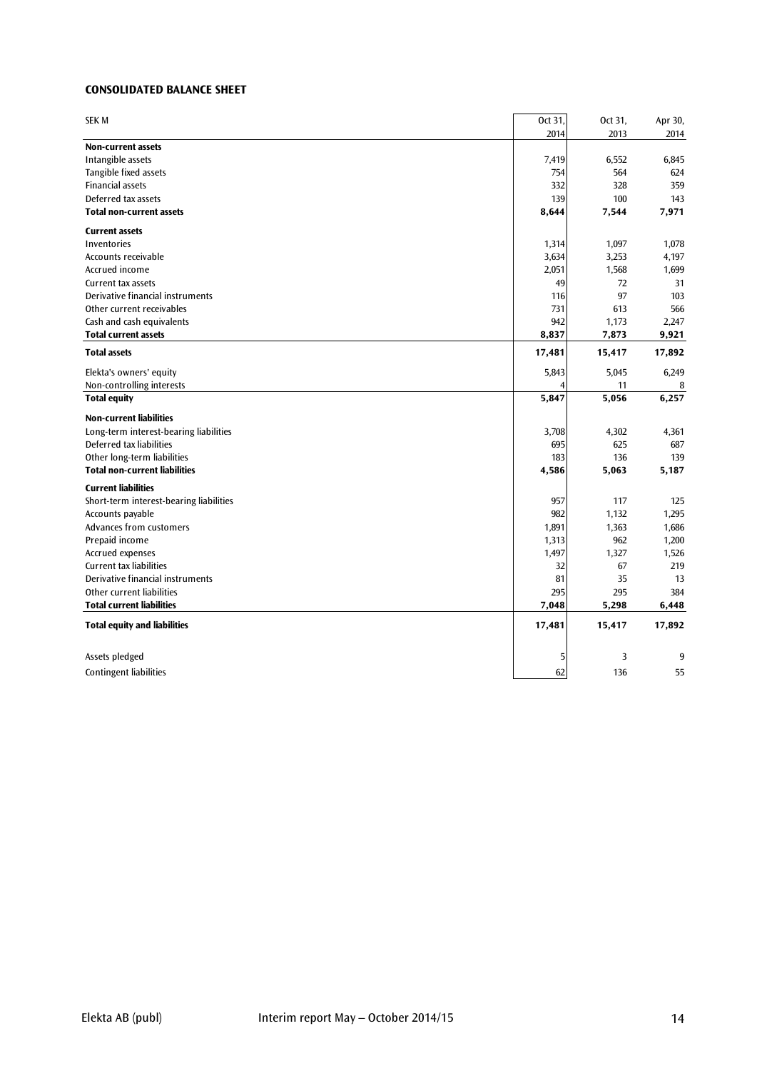## CONSOLIDATED BALANCE SHEET

| SEK M | Oct 31, 2014 | Oct 31, 2013 | Apr 30, 2014 |
|---|---|---|---|
| **Non-current assets** | | | |
| Intangible assets | 7,419 | 6,552 | 6,845 |
| Tangible fixed assets | 754 | 564 | 624 |
| Financial assets | 332 | 328 | 359 |
| Deferred tax assets | 139 | 100 | 143 |
| **Total non-current assets** | **8,644** | **7,544** | **7,971** |
| **Current assets** | | | |
| Inventories | 1,314 | 1,097 | 1,078 |
| Accounts receivable | 3,634 | 3,253 | 4,197 |
| Accrued income | 2,051 | 1,568 | 1,699 |
| Current tax assets | 49 | 72 | 31 |
| Derivative financial instruments | 116 | 97 | 103 |
| Other current receivables | 731 | 613 | 566 |
| Cash and cash equivalents | 942 | 1,173 | 2,247 |
| **Total current assets** | **8,837** | **7,873** | **9,921** |
| **Total assets** | **17,481** | **15,417** | **17,892** |
| Elekta's owners' equity | 5,843 | 5,045 | 6,249 |
| Non-controlling interests | 4 | 11 | 8 |
| **Total equity** | **5,847** | **5,056** | **6,257** |
| **Non-current liabilities** | | | |
| Long-term interest-bearing liabilities | 3,708 | 4,302 | 4,361 |
| Deferred tax liabilities | 695 | 625 | 687 |
| Other long-term liabilities | 183 | 136 | 139 |
| **Total non-current liabilities** | **4,586** | **5,063** | **5,187** |
| **Current liabilities** | | | |
| Short-term interest-bearing liabilities | 957 | 117 | 125 |
| Accounts payable | 982 | 1,132 | 1,295 |
| Advances from customers | 1,891 | 1,363 | 1,686 |
| Prepaid income | 1,313 | 962 | 1,200 |
| Accrued expenses | 1,497 | 1,327 | 1,526 |
| Current tax liabilities | 32 | 67 | 219 |
| Derivative financial instruments | 81 | 35 | 13 |
| Other current liabilities | 295 | 295 | 384 |
| **Total current liabilities** | **7,048** | **5,298** | **6,448** |
| **Total equity and liabilities** | **17,481** | **15,417** | **17,892** |
| Assets pledged | 5 | 3 | 9 |
| Contingent liabilities | 62 | 136 | 55 |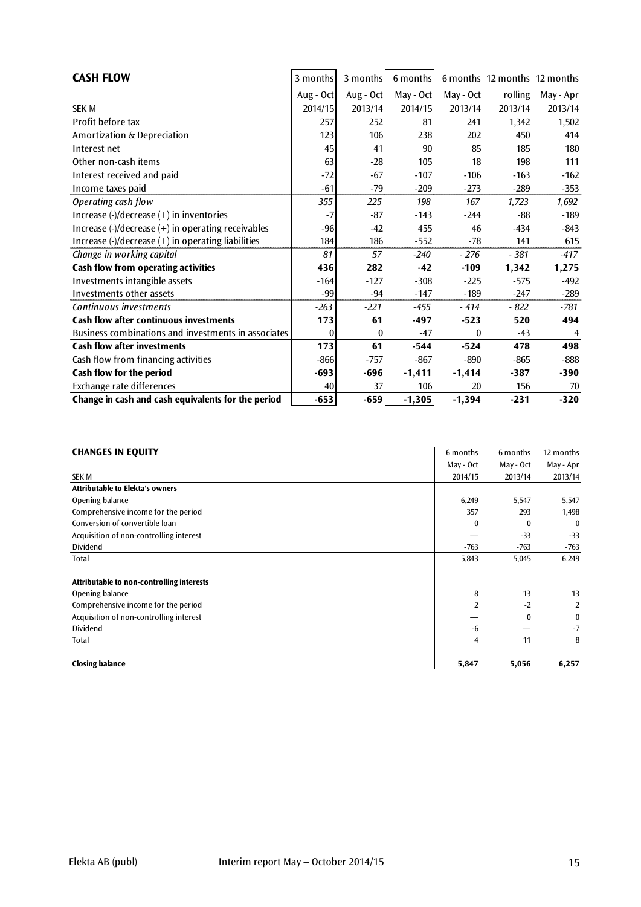## CASH FLOW

| SEK M | 3 months Aug - Oct 2014/15 | 3 months Aug - Oct 2013/14 | 6 months May - Oct 2014/15 | 6 months May - Oct 2013/14 | 12 months rolling 2013/14 | 12 months May - Apr 2013/14 |
|---|---|---|---|---|---|---|
| Profit before tax | 257 | 252 | 81 | 241 | 1,342 | 1,502 |
| Amortization & Depreciation | 123 | 106 | 238 | 202 | 450 | 414 |
| Interest net | 45 | 41 | 90 | 85 | 185 | 180 |
| Other non-cash items | 63 | -28 | 105 | 18 | 198 | 111 |
| Interest received and paid | -72 | -67 | -107 | -106 | -163 | -162 |
| Income taxes paid | -61 | -79 | -209 | -273 | -289 | -353 |
| *Operating cash flow* | *355* | *225* | *198* | *167* | *1,723* | *1,692* |
| Increase (-)/decrease (+) in inventories | -7 | -87 | -143 | -244 | -88 | -189 |
| Increase (-)/decrease (+) in operating receivables | -96 | -42 | 455 | 46 | -434 | -843 |
| Increase (-)/decrease (+) in operating liabilities | 184 | 186 | -552 | -78 | 141 | 615 |
| *Change in working capital* | *81* | *57* | *-240* | *- 276* | *- 381* | *-417* |
| **Cash flow from operating activities** | **436** | **282** | **-42** | **-109** | **1,342** | **1,275** |
| Investments intangible assets | -164 | -127 | -308 | -225 | -575 | -492 |
| Investments other assets | -99 | -94 | -147 | -189 | -247 | -289 |
| *Continuous investments* | *-263* | *-221* | *-455* | *- 414* | *- 822* | *-781* |
| **Cash flow after continuous investments** | **173** | **61** | **-497** | **-523** | **520** | **494** |
| Business combinations and investments in associates | 0 | 0 | -47 | 0 | -43 | 4 |
| **Cash flow after investments** | **173** | **61** | **-544** | **-524** | **478** | **498** |
| Cash flow from financing activities | -866 | -757 | -867 | -890 | -865 | -888 |
| **Cash flow for the period** | **-693** | **-696** | **-1,411** | **-1,414** | **-387** | **-390** |
| Exchange rate differences | 40 | 37 | 106 | 20 | 156 | 70 |
| **Change in cash and cash equivalents for the period** | **-653** | **-659** | **-1,305** | **-1,394** | **-231** | **-320** |

## CHANGES IN EQUITY

| SEK M | 6 months May - Oct 2014/15 | 6 months May - Oct 2013/14 | 12 months May - Apr 2013/14 |
|---|---|---|---|
| **Attributable to Elekta's owners** | | | |
| Opening balance | 6,249 | 5,547 | 5,547 |
| Comprehensive income for the period | 357 | 293 | 1,498 |
| Conversion of convertible loan | 0 | 0 | 0 |
| Acquisition of non-controlling interest | — | -33 | -33 |
| Dividend | -763 | -763 | -763 |
| Total | 5,843 | 5,045 | 6,249 |
| | | | |
| **Attributable to non-controlling interests** | | | |
| Opening balance | 8 | 13 | 13 |
| Comprehensive income for the period | 2 | -2 | 2 |
| Acquisition of non-controlling interest | — | 0 | 0 |
| Dividend | -6 | — | -7 |
| Total | 4 | 11 | 8 |
| | | | |
| **Closing balance** | **5,847** | **5,056** | **6,257** |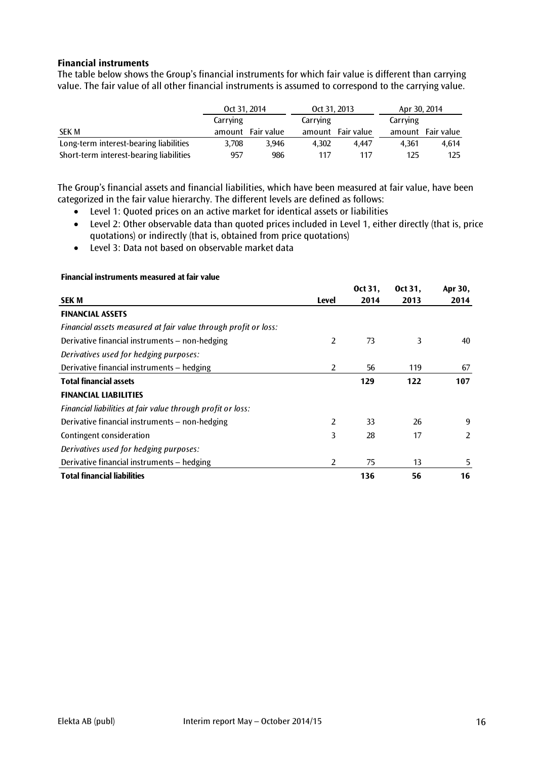### Financial instruments

The table below shows the Group's financial instruments for which fair value is different than carrying value. The fair value of all other financial instruments is assumed to correspond to the carrying value.

| | Oct 31, 2014 | | Oct 31, 2013 | | Apr 30, 2014 | |
|---|---|---|---|---|---|---|
| SEK M | Carrying amount | Fair value | Carrying amount | Fair value | Carrying amount | Fair value |
| Long-term interest-bearing liabilities | 3,708 | 3,946 | 4,302 | 4,447 | 4,361 | 4,614 |
| Short-term interest-bearing liabilities | 957 | 986 | 117 | 117 | 125 | 125 |

The Group's financial assets and financial liabilities, which have been measured at fair value, have been categorized in the fair value hierarchy. The different levels are defined as follows:

- Level 1: Quoted prices on an active market for identical assets or liabilities
- Level 2: Other observable data than quoted prices included in Level 1, either directly (that is, price quotations) or indirectly (that is, obtained from price quotations)
- Level 3: Data not based on observable market data

**Financial instruments measured at fair value**

| SEK M | Level | Oct 31, 2014 | Oct 31, 2013 | Apr 30, 2014 |
|---|---|---|---|---|
| **FINANCIAL ASSETS** | | | | |
| *Financial assets measured at fair value through profit or loss:* | | | | |
| Derivative financial instruments – non-hedging | 2 | 73 | 3 | 40 |
| *Derivatives used for hedging purposes:* | | | | |
| Derivative financial instruments – hedging | 2 | 56 | 119 | 67 |
| **Total financial assets** | | **129** | **122** | **107** |
| **FINANCIAL LIABILITIES** | | | | |
| *Financial liabilities at fair value through profit or loss:* | | | | |
| Derivative financial instruments – non-hedging | 2 | 33 | 26 | 9 |
| Contingent consideration | 3 | 28 | 17 | 2 |
| *Derivatives used for hedging purposes:* | | | | |
| Derivative financial instruments – hedging | 2 | 75 | 13 | 5 |
| **Total financial liabilities** | | **136** | **56** | **16** |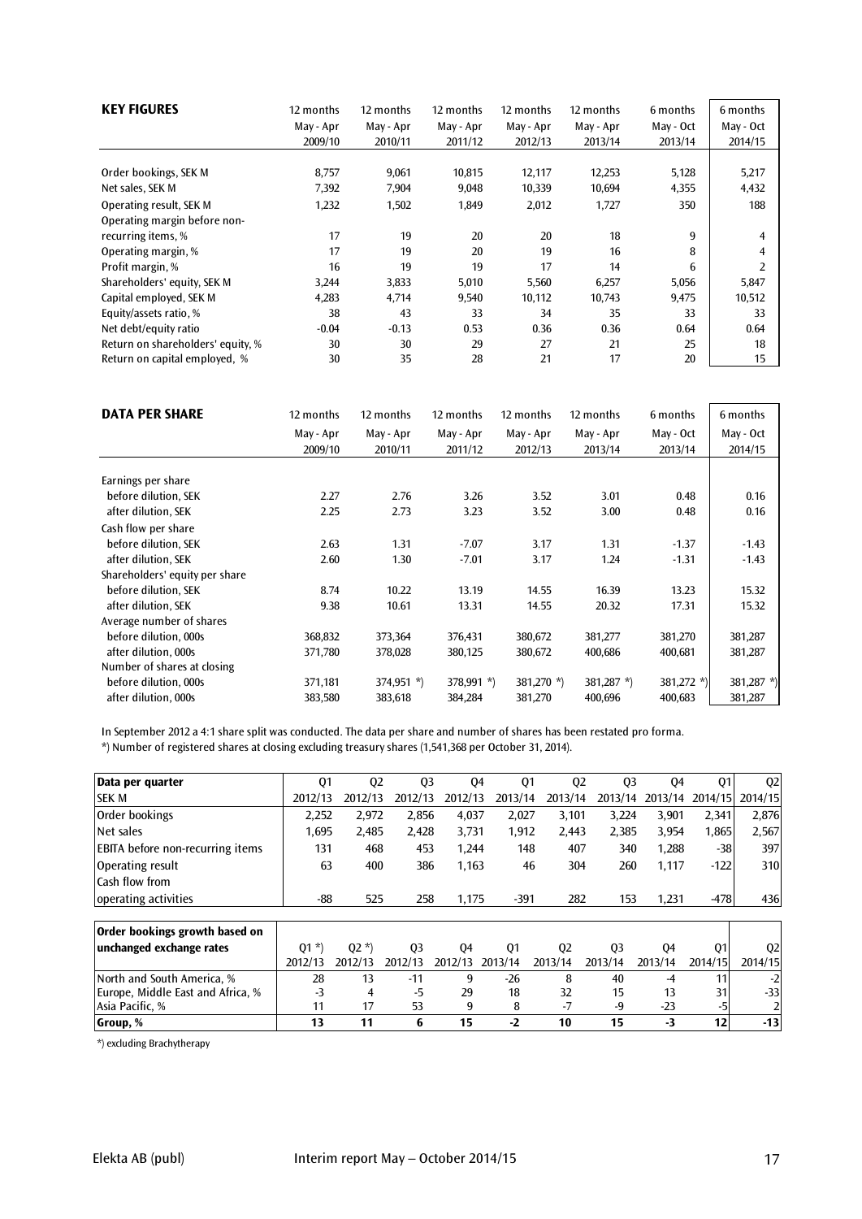| KEY FIGURES | 12 months May - Apr 2009/10 | 12 months May - Apr 2010/11 | 12 months May - Apr 2011/12 | 12 months May - Apr 2012/13 | 12 months May - Apr 2013/14 | 6 months May - Oct 2013/14 | 6 months May - Oct 2014/15 |
|---|---|---|---|---|---|---|---|
| Order bookings, SEK M | 8,757 | 9,061 | 10,815 | 12,117 | 12,253 | 5,128 | 5,217 |
| Net sales, SEK M | 7,392 | 7,904 | 9,048 | 10,339 | 10,694 | 4,355 | 4,432 |
| Operating result, SEK M | 1,232 | 1,502 | 1,849 | 2,012 | 1,727 | 350 | 188 |
| Operating margin before non-recurring items, % | 17 | 19 | 20 | 20 | 18 | 9 | 4 |
| Operating margin, % | 17 | 19 | 20 | 19 | 16 | 8 | 4 |
| Profit margin, % | 16 | 19 | 19 | 17 | 14 | 6 | 2 |
| Shareholders' equity, SEK M | 3,244 | 3,833 | 5,010 | 5,560 | 6,257 | 5,056 | 5,847 |
| Capital employed, SEK M | 4,283 | 4,714 | 9,540 | 10,112 | 10,743 | 9,475 | 10,512 |
| Equity/assets ratio, % | 38 | 43 | 33 | 34 | 35 | 33 | 33 |
| Net debt/equity ratio | -0.04 | -0.13 | 0.53 | 0.36 | 0.36 | 0.64 | 0.64 |
| Return on shareholders' equity, % | 30 | 30 | 29 | 27 | 21 | 25 | 18 |
| Return on capital employed, % | 30 | 35 | 28 | 21 | 17 | 20 | 15 |

| DATA PER SHARE | 12 months May - Apr 2009/10 | 12 months May - Apr 2010/11 | 12 months May - Apr 2011/12 | 12 months May - Apr 2012/13 | 12 months May - Apr 2013/14 | 6 months May - Oct 2013/14 | 6 months May - Oct 2014/15 |
|---|---|---|---|---|---|---|---|
| Earnings per share | | | | | | | |
| before dilution, SEK | 2.27 | 2.76 | 3.26 | 3.52 | 3.01 | 0.48 | 0.16 |
| after dilution, SEK | 2.25 | 2.73 | 3.23 | 3.52 | 3.00 | 0.48 | 0.16 |
| Cash flow per share | | | | | | | |
| before dilution, SEK | 2.63 | 1.31 | -7.07 | 3.17 | 1.31 | -1.37 | -1.43 |
| after dilution, SEK | 2.60 | 1.30 | -7.01 | 3.17 | 1.24 | -1.31 | -1.43 |
| Shareholders' equity per share | | | | | | | |
| before dilution, SEK | 8.74 | 10.22 | 13.19 | 14.55 | 16.39 | 13.23 | 15.32 |
| after dilution, SEK | 9.38 | 10.61 | 13.31 | 14.55 | 20.32 | 17.31 | 15.32 |
| Average number of shares | | | | | | | |
| before dilution, 000s | 368,832 | 373,364 | 376,431 | 380,672 | 381,277 | 381,270 | 381,287 |
| after dilution, 000s | 371,780 | 378,028 | 380,125 | 380,672 | 400,686 | 400,681 | 381,287 |
| Number of shares at closing | | | | | | | |
| before dilution, 000s | 371,181 | 374,951 *) | 378,991 *) | 381,270 *) | 381,287 *) | 381,272 *) | 381,287 *) |
| after dilution, 000s | 383,580 | 383,618 | 384,284 | 381,270 | 400,696 | 400,683 | 381,287 |

In September 2012 a 4:1 share split was conducted. The data per share and number of shares has been restated pro forma.
*) Number of registered shares at closing excluding treasury shares (1,541,368 per October 31, 2014).

| Data per quarter SEK M | Q1 2012/13 | Q2 2012/13 | Q3 2012/13 | Q4 2012/13 | Q1 2013/14 | Q2 2013/14 | Q3 2013/14 | Q4 2013/14 | Q1 2014/15 | Q2 2014/15 |
|---|---|---|---|---|---|---|---|---|---|---|
| Order bookings | 2,252 | 2,972 | 2,856 | 4,037 | 2,027 | 3,101 | 3,224 | 3,901 | 2,341 | 2,876 |
| Net sales | 1,695 | 2,485 | 2,428 | 3,731 | 1,912 | 2,443 | 2,385 | 3,954 | 1,865 | 2,567 |
| EBITA before non-recurring items | 131 | 468 | 453 | 1,244 | 148 | 407 | 340 | 1,288 | -38 | 397 |
| Operating result | 63 | 400 | 386 | 1,163 | 46 | 304 | 260 | 1,117 | -122 | 310 |
| Cash flow from operating activities | -88 | 525 | 258 | 1,175 | -391 | 282 | 153 | 1,231 | -478 | 436 |

| Order bookings growth based on unchanged exchange rates | Q1 *) 2012/13 | Q2 *) 2012/13 | Q3 2012/13 | Q4 2012/13 | Q1 2013/14 | Q2 2013/14 | Q3 2013/14 | Q4 2013/14 | Q1 2014/15 | Q2 2014/15 |
|---|---|---|---|---|---|---|---|---|---|---|
| North and South America, % | 28 | 13 | -11 | 9 | -26 | 8 | 40 | -4 | 11 | -2 |
| Europe, Middle East and Africa, % | -3 | 4 | -5 | 29 | 18 | 32 | 15 | 13 | 31 | -33 |
| Asia Pacific, % | 11 | 17 | 53 | 9 | 8 | -7 | -9 | -23 | -5 | 2 |
| **Group, %** | **13** | **11** | **6** | **15** | **-2** | **10** | **15** | **-3** | **12** | **-13** |

*) excluding Brachytherapy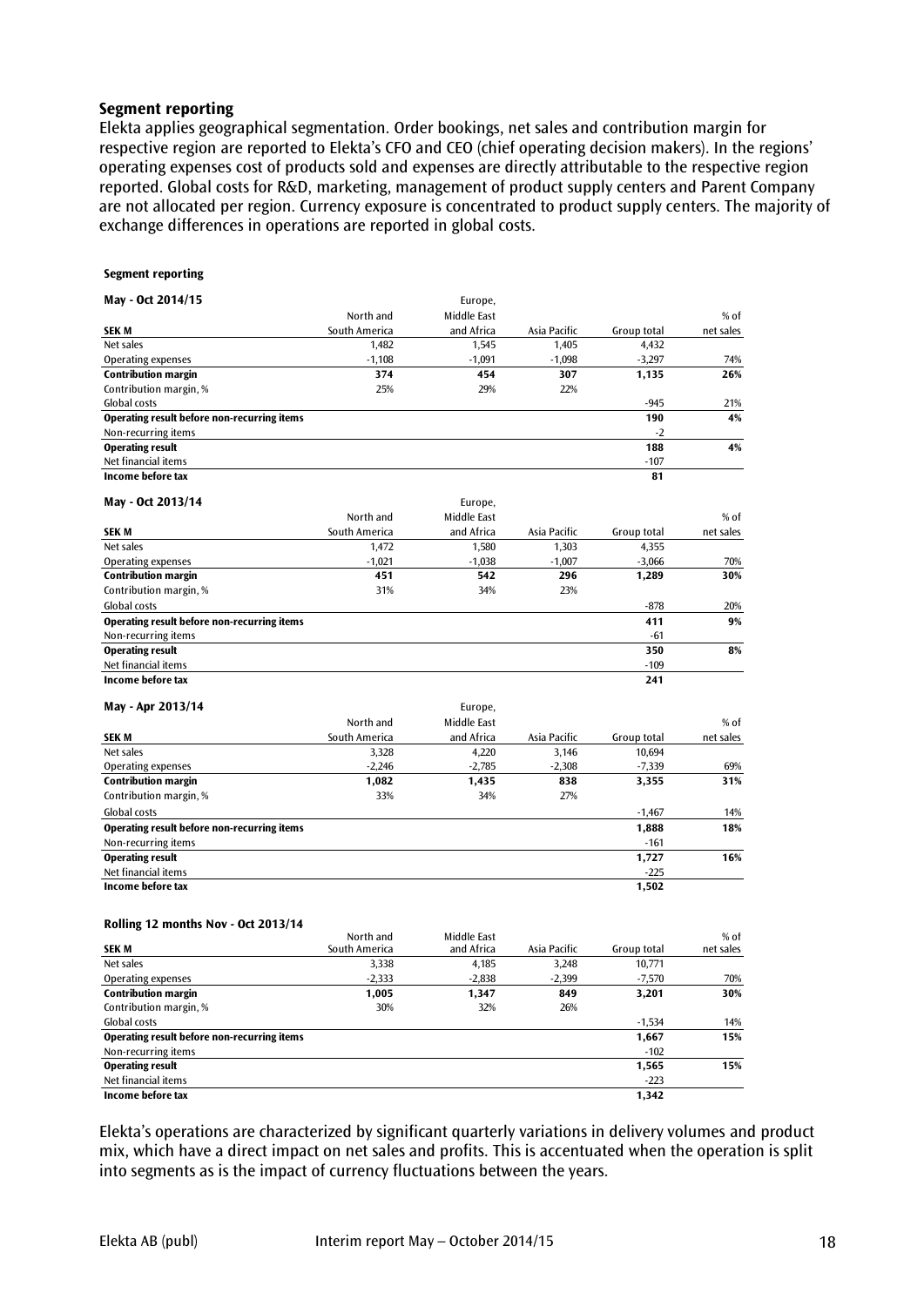## Segment reporting

Elekta applies geographical segmentation. Order bookings, net sales and contribution margin for respective region are reported to Elekta's CFO and CEO (chief operating decision makers). In the regions' operating expenses cost of products sold and expenses are directly attributable to the respective region reported. Global costs for R&D, marketing, management of product supply centers and Parent Company are not allocated per region. Currency exposure is concentrated to product supply centers. The majority of exchange differences in operations are reported in global costs.

**Segment reporting**

**May - Oct 2014/15**

| SEK M | North and South America | Europe, Middle East and Africa | Asia Pacific | Group total | % of net sales |
|---|---|---|---|---|---|
| Net sales | 1,482 | 1,545 | 1,405 | 4,432 | |
| Operating expenses | -1,108 | -1,091 | -1,098 | -3,297 | 74% |
| **Contribution margin** | **374** | **454** | **307** | **1,135** | **26%** |
| Contribution margin, % | 25% | 29% | 22% | | |
| Global costs | | | | -945 | 21% |
| **Operating result before non-recurring items** | | | | **190** | **4%** |
| Non-recurring items | | | | -2 | |
| **Operating result** | | | | **188** | **4%** |
| Net financial items | | | | -107 | |
| **Income before tax** | | | | **81** | |

**May - Oct 2013/14**

| SEK M | North and South America | Europe, Middle East and Africa | Asia Pacific | Group total | % of net sales |
|---|---|---|---|---|---|
| Net sales | 1,472 | 1,580 | 1,303 | 4,355 | |
| Operating expenses | -1,021 | -1,038 | -1,007 | -3,066 | 70% |
| **Contribution margin** | **451** | **542** | **296** | **1,289** | **30%** |
| Contribution margin, % | 31% | 34% | 23% | | |
| Global costs | | | | -878 | 20% |
| **Operating result before non-recurring items** | | | | **411** | **9%** |
| Non-recurring items | | | | -61 | |
| **Operating result** | | | | **350** | **8%** |
| Net financial items | | | | -109 | |
| **Income before tax** | | | | **241** | |

**May - Apr 2013/14**

| SEK M | North and South America | Europe, Middle East and Africa | Asia Pacific | Group total | % of net sales |
|---|---|---|---|---|---|
| Net sales | 3,328 | 4,220 | 3,146 | 10,694 | |
| Operating expenses | -2,246 | -2,785 | -2,308 | -7,339 | 69% |
| **Contribution margin** | **1,082** | **1,435** | **838** | **3,355** | **31%** |
| Contribution margin, % | 33% | 34% | 27% | | |
| Global costs | | | | -1,467 | 14% |
| **Operating result before non-recurring items** | | | | **1,888** | **18%** |
| Non-recurring items | | | | -161 | |
| **Operating result** | | | | **1,727** | **16%** |
| Net financial items | | | | -225 | |
| **Income before tax** | | | | **1,502** | |

**Rolling 12 months Nov - Oct 2013/14**

| SEK M | North and South America | Middle East and Africa | Asia Pacific | Group total | % of net sales |
|---|---|---|---|---|---|
| Net sales | 3,338 | 4,185 | 3,248 | 10,771 | |
| Operating expenses | -2,333 | -2,838 | -2,399 | -7,570 | 70% |
| **Contribution margin** | **1,005** | **1,347** | **849** | **3,201** | **30%** |
| Contribution margin, % | 30% | 32% | 26% | | |
| Global costs | | | | -1,534 | 14% |
| **Operating result before non-recurring items** | | | | **1,667** | **15%** |
| Non-recurring items | | | | -102 | |
| **Operating result** | | | | **1,565** | **15%** |
| Net financial items | | | | -223 | |
| **Income before tax** | | | | **1,342** | |

Elekta's operations are characterized by significant quarterly variations in delivery volumes and product mix, which have a direct impact on net sales and profits. This is accentuated when the operation is split into segments as is the impact of currency fluctuations between the years.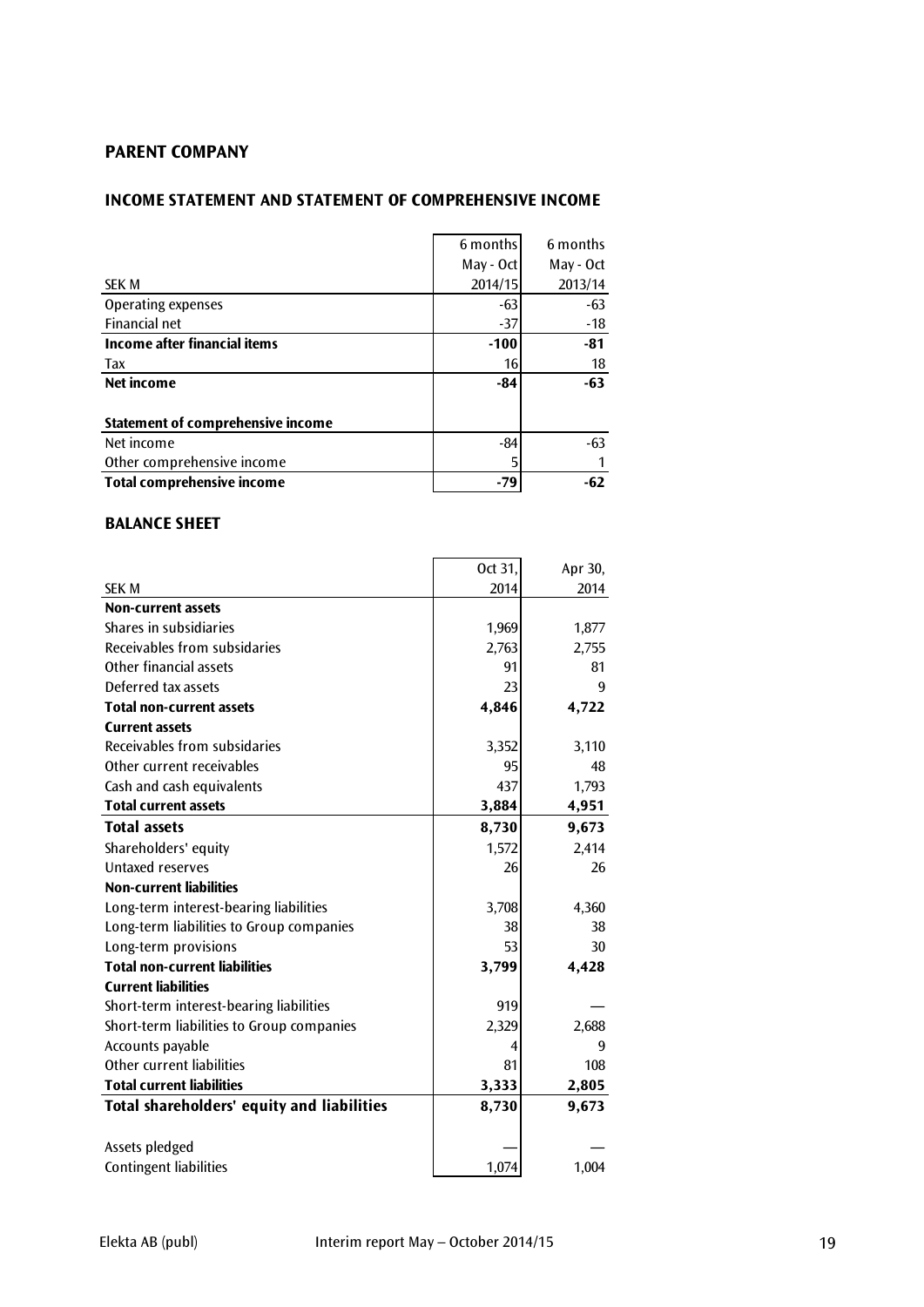## PARENT COMPANY

### INCOME STATEMENT AND STATEMENT OF COMPREHENSIVE INCOME

| SEK M | 6 months May - Oct 2014/15 | 6 months May - Oct 2013/14 |
|---|---|---|
| Operating expenses | -63 | -63 |
| Financial net | -37 | -18 |
| **Income after financial items** | **-100** | **-81** |
| Tax | 16 | 18 |
| **Net income** | **-84** | **-63** |
| | | |
| **Statement of comprehensive income** | | |
| Net income | -84 | -63 |
| Other comprehensive income | 5 | 1 |
| **Total comprehensive income** | **-79** | **-62** |

### BALANCE SHEET

| SEK M | Oct 31, 2014 | Apr 30, 2014 |
|---|---|---|
| **Non-current assets** | | |
| Shares in subsidiaries | 1,969 | 1,877 |
| Receivables from subsidaries | 2,763 | 2,755 |
| Other financial assets | 91 | 81 |
| Deferred tax assets | 23 | 9 |
| **Total non-current assets** | **4,846** | **4,722** |
| **Current assets** | | |
| Receivables from subsidaries | 3,352 | 3,110 |
| Other current receivables | 95 | 48 |
| Cash and cash equivalents | 437 | 1,793 |
| **Total current assets** | **3,884** | **4,951** |
| **Total assets** | **8,730** | **9,673** |
| Shareholders' equity | 1,572 | 2,414 |
| Untaxed reserves | 26 | 26 |
| **Non-current liabilities** | | |
| Long-term interest-bearing liabilities | 3,708 | 4,360 |
| Long-term liabilities to Group companies | 38 | 38 |
| Long-term provisions | 53 | 30 |
| **Total non-current liabilities** | **3,799** | **4,428** |
| **Current liabilities** | | |
| Short-term interest-bearing liabilities | 919 | — |
| Short-term liabilities to Group companies | 2,329 | 2,688 |
| Accounts payable | 4 | 9 |
| Other current liabilities | 81 | 108 |
| **Total current liabilities** | **3,333** | **2,805** |
| **Total shareholders' equity and liabilities** | **8,730** | **9,673** |
| | | |
| Assets pledged | — | — |
| Contingent liabilities | 1,074 | 1,004 |